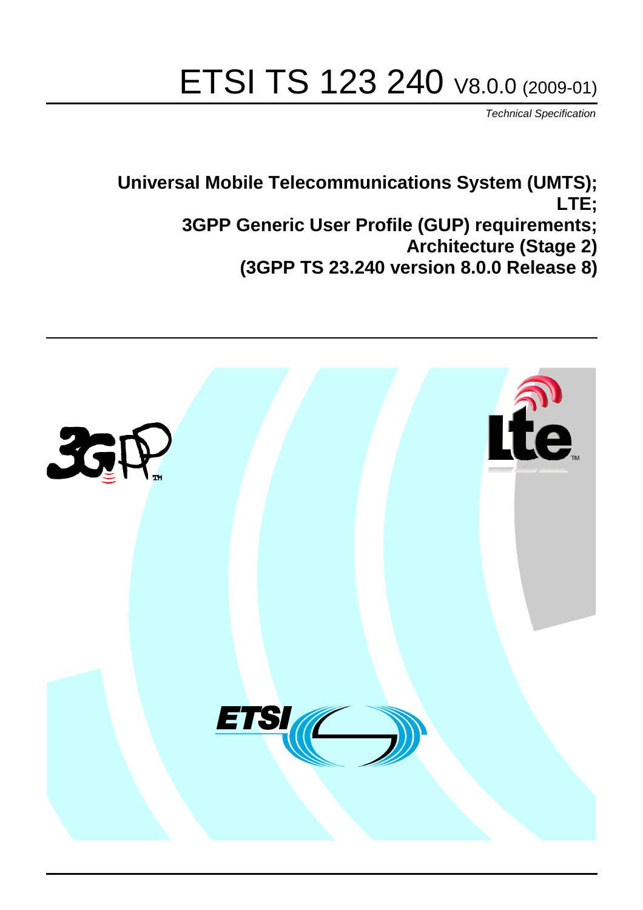# ETSI TS 123 240 V8.0.0 (2009-01)

*Technical Specification*

**Universal Mobile Telecommunications System (UMTS); LTE; 3GPP Generic User Profile (GUP) requirements; Architecture (Stage 2) (3GPP TS 23.240 version 8.0.0 Release 8)**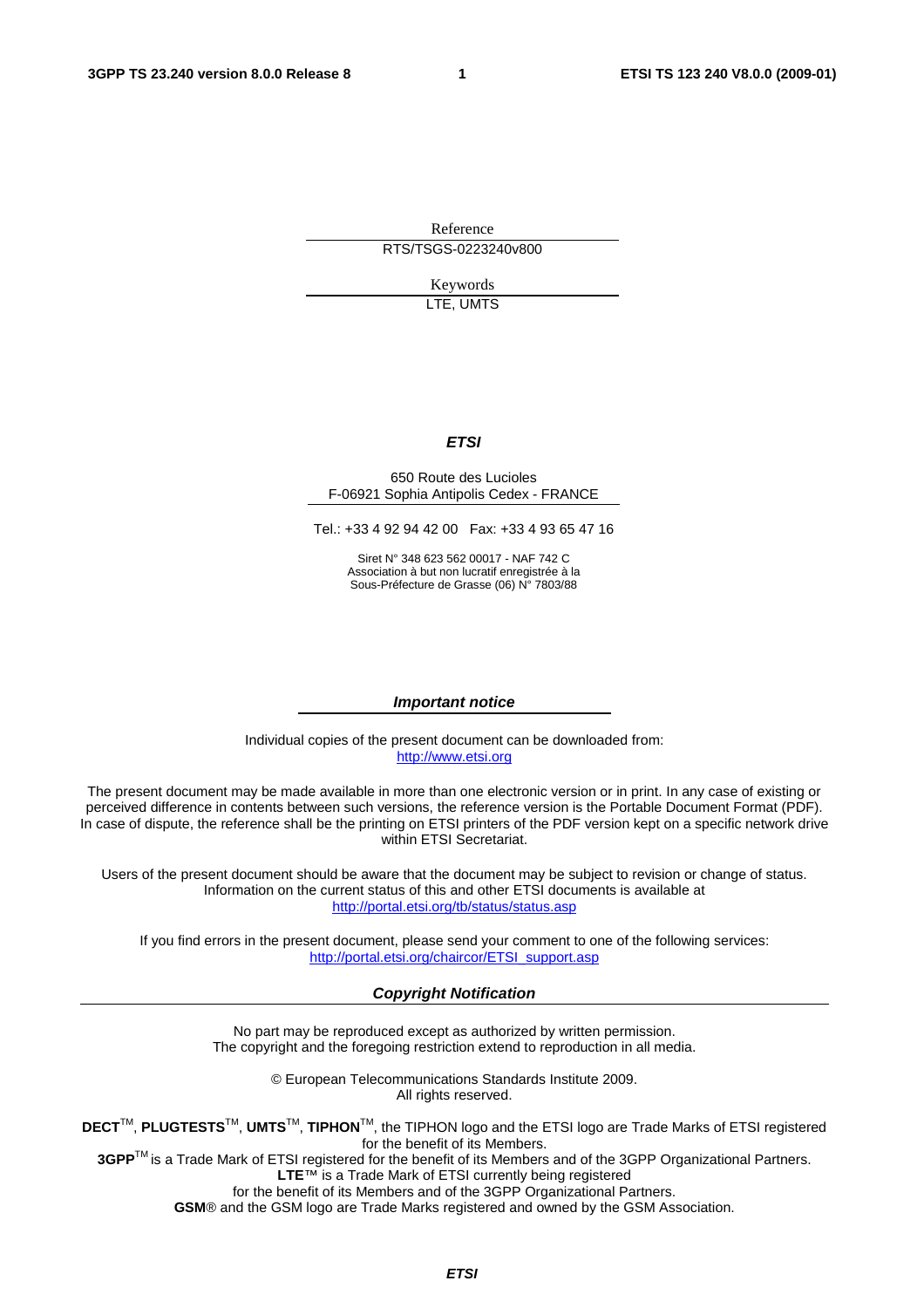Reference

RTS/TSGS-0223240v800

Keywords

LTE, UMTS

***ETSI***

650 Route des Lucioles
F-06921 Sophia Antipolis Cedex - FRANCE

Tel.: +33 4 92 94 42 00 Fax: +33 4 93 65 47 16

Siret N° 348 623 562 00017 - NAF 742 C
Association à but non lucratif enregistrée à la
Sous-Préfecture de Grasse (06) N° 7803/88

***Important notice***

Individual copies of the present document can be downloaded from:
http://www.etsi.org

The present document may be made available in more than one electronic version or in print. In any case of existing or perceived difference in contents between such versions, the reference version is the Portable Document Format (PDF). In case of dispute, the reference shall be the printing on ETSI printers of the PDF version kept on a specific network drive within ETSI Secretariat.

Users of the present document should be aware that the document may be subject to revision or change of status. Information on the current status of this and other ETSI documents is available at
http://portal.etsi.org/tb/status/status.asp

If you find errors in the present document, please send your comment to one of the following services:
http://portal.etsi.org/chaircor/ETSI_support.asp

***Copyright Notification***

No part may be reproduced except as authorized by written permission.
The copyright and the foregoing restriction extend to reproduction in all media.

© European Telecommunications Standards Institute 2009.
All rights reserved.

**DECT**™, **PLUGTESTS**™, **UMTS**™, **TIPHON**™, the TIPHON logo and the ETSI logo are Trade Marks of ETSI registered for the benefit of its Members.
**3GPP**™ is a Trade Mark of ETSI registered for the benefit of its Members and of the 3GPP Organizational Partners.
**LTE**™ is a Trade Mark of ETSI currently being registered
for the benefit of its Members and of the 3GPP Organizational Partners.
**GSM**® and the GSM logo are Trade Marks registered and owned by the GSM Association.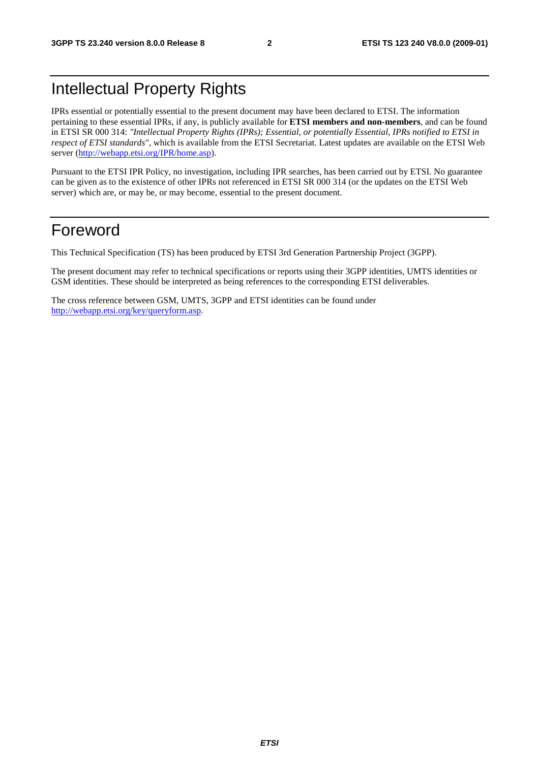# Intellectual Property Rights

IPRs essential or potentially essential to the present document may have been declared to ETSI. The information pertaining to these essential IPRs, if any, is publicly available for **ETSI members and non-members**, and can be found in ETSI SR 000 314: *"Intellectual Property Rights (IPRs); Essential, or potentially Essential, IPRs notified to ETSI in respect of ETSI standards"*, which is available from the ETSI Secretariat. Latest updates are available on the ETSI Web server (http://webapp.etsi.org/IPR/home.asp).

Pursuant to the ETSI IPR Policy, no investigation, including IPR searches, has been carried out by ETSI. No guarantee can be given as to the existence of other IPRs not referenced in ETSI SR 000 314 (or the updates on the ETSI Web server) which are, or may be, or may become, essential to the present document.

# Foreword

This Technical Specification (TS) has been produced by ETSI 3rd Generation Partnership Project (3GPP).

The present document may refer to technical specifications or reports using their 3GPP identities, UMTS identities or GSM identities. These should be interpreted as being references to the corresponding ETSI deliverables.

The cross reference between GSM, UMTS, 3GPP and ETSI identities can be found under http://webapp.etsi.org/key/queryform.asp.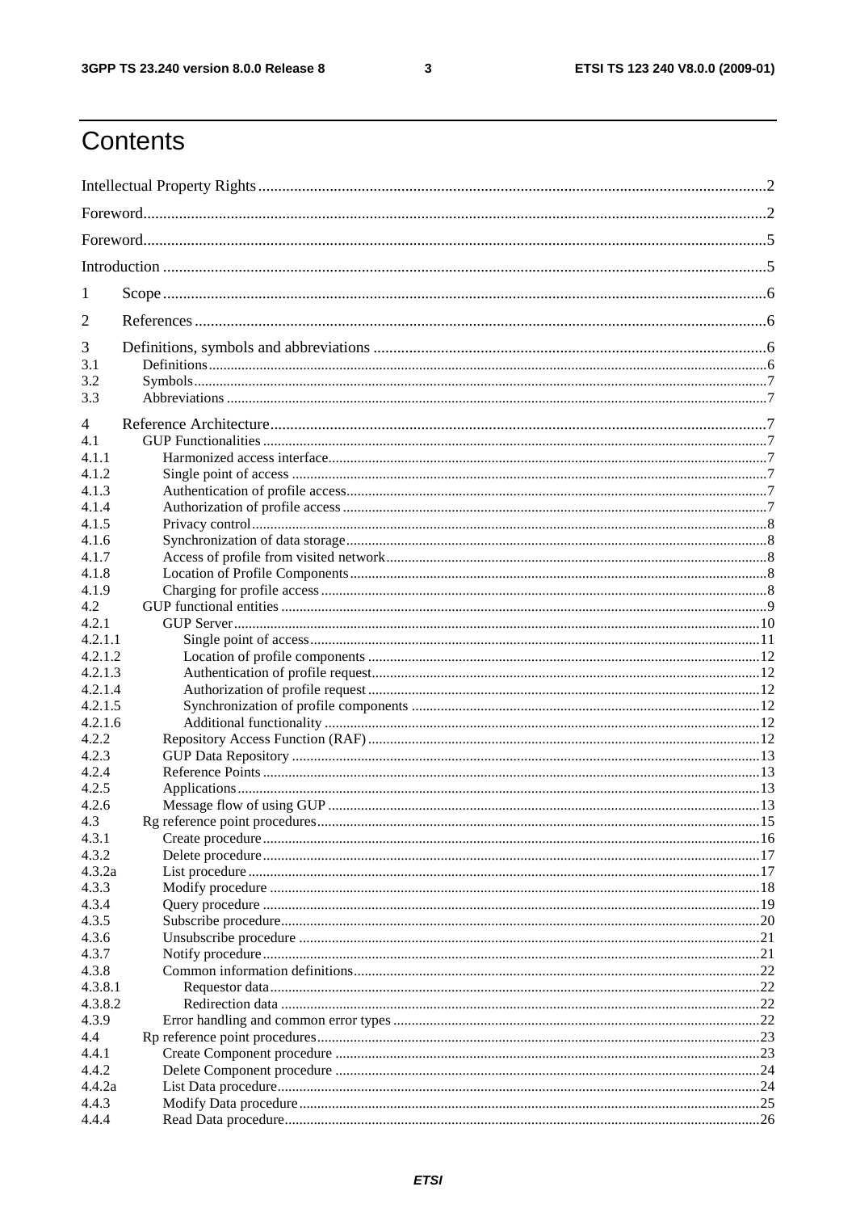# Contents

Intellectual Property Rights ....2

Foreword ....2

Foreword ....5

Introduction ....5

1 Scope ....6

2 References ....6

3 Definitions, symbols and abbreviations ....6

3.1 Definitions ....6

3.2 Symbols ....7

3.3 Abbreviations ....7

4 Reference Architecture ....7

4.1 GUP Functionalities ....7

4.1.1 Harmonized access interface ....7

4.1.2 Single point of access ....7

4.1.3 Authentication of profile access ....7

4.1.4 Authorization of profile access ....7

4.1.5 Privacy control ....8

4.1.6 Synchronization of data storage ....8

4.1.7 Access of profile from visited network ....8

4.1.8 Location of Profile Components ....8

4.1.9 Charging for profile access ....8

4.2 GUP functional entities ....9

4.2.1 GUP Server ....10

4.2.1.1 Single point of access ....11

4.2.1.2 Location of profile components ....12

4.2.1.3 Authentication of profile request ....12

4.2.1.4 Authorization of profile request ....12

4.2.1.5 Synchronization of profile components ....12

4.2.1.6 Additional functionality ....12

4.2.2 Repository Access Function (RAF) ....12

4.2.3 GUP Data Repository ....13

4.2.4 Reference Points ....13

4.2.5 Applications ....13

4.2.6 Message flow of using GUP ....13

4.3 Rg reference point procedures ....15

4.3.1 Create procedure ....16

4.3.2 Delete procedure ....17

4.3.2a List procedure ....17

4.3.3 Modify procedure ....18

4.3.4 Query procedure ....19

4.3.5 Subscribe procedure ....20

4.3.6 Unsubscribe procedure ....21

4.3.7 Notify procedure ....21

4.3.8 Common information definitions ....22

4.3.8.1 Requestor data ....22

4.3.8.2 Redirection data ....22

4.3.9 Error handling and common error types ....22

4.4 Rp reference point procedures ....23

4.4.1 Create Component procedure ....23

4.4.2 Delete Component procedure ....24

4.4.2a List Data procedure ....24

4.4.3 Modify Data procedure ....25

4.4.4 Read Data procedure ....26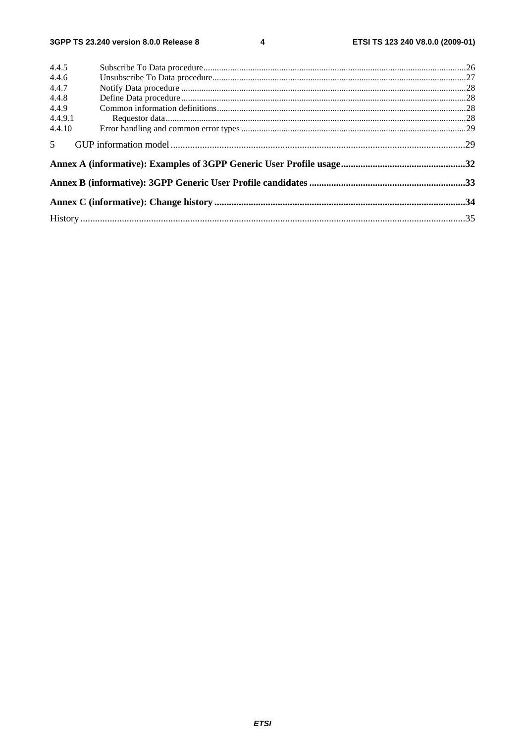4.4.5 Subscribe To Data procedure....26
4.4.6 Unsubscribe To Data procedure....27
4.4.7 Notify Data procedure....28
4.4.8 Define Data procedure....28
4.4.9 Common information definitions....28
4.4.9.1 Requestor data....28
4.4.10 Error handling and common error types....29

5 GUP information model....29

**Annex A (informative): Examples of 3GPP Generic User Profile usage....32**

**Annex B (informative): 3GPP Generic User Profile candidates....33**

**Annex C (informative): Change history....34**

History....35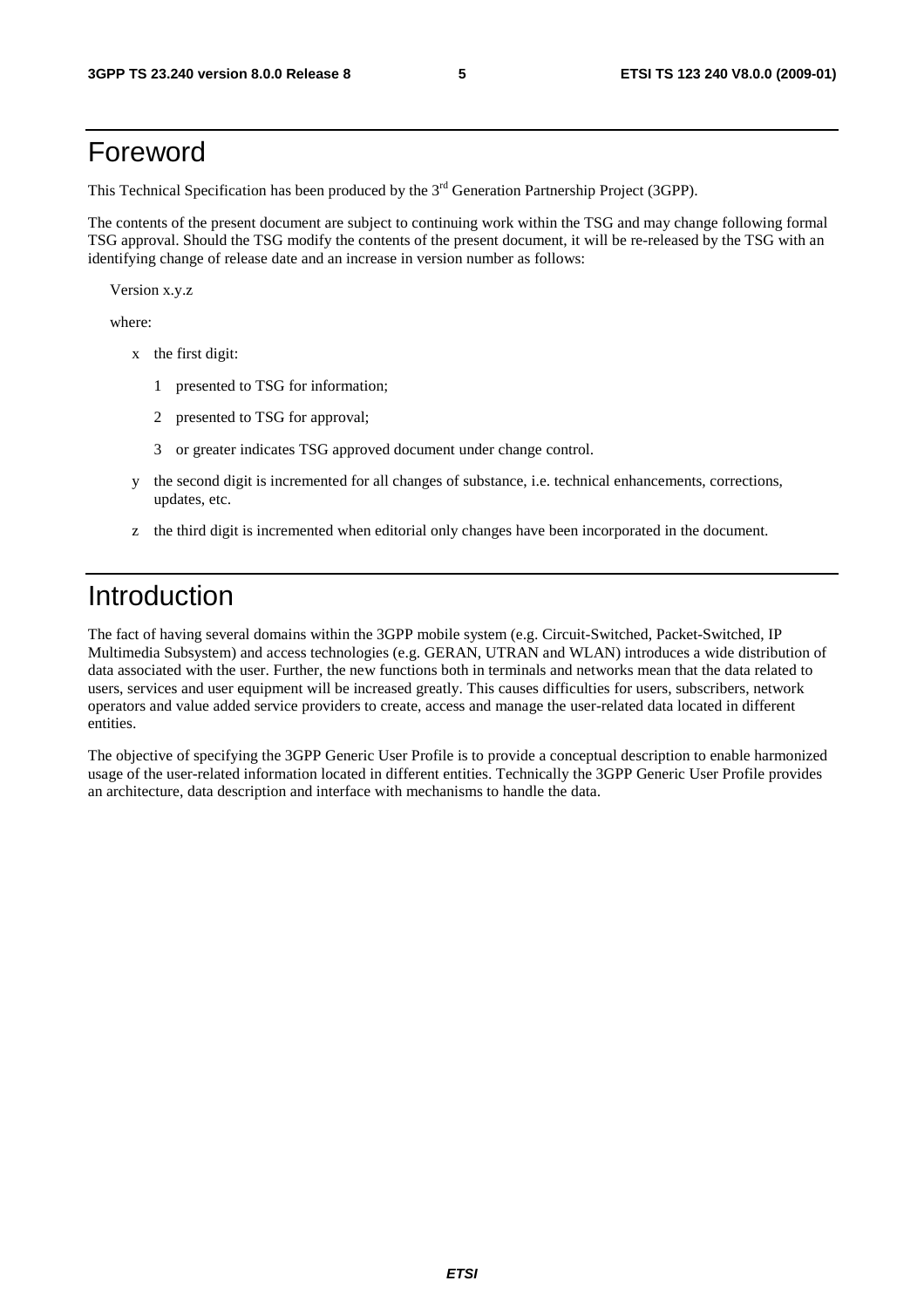# Foreword

This Technical Specification has been produced by the 3rd Generation Partnership Project (3GPP).

The contents of the present document are subject to continuing work within the TSG and may change following formal TSG approval. Should the TSG modify the contents of the present document, it will be re-released by the TSG with an identifying change of release date and an increase in version number as follows:

Version x.y.z

where:

- x the first digit:
  - 1 presented to TSG for information;
  - 2 presented to TSG for approval;
  - 3 or greater indicates TSG approved document under change control.
- y the second digit is incremented for all changes of substance, i.e. technical enhancements, corrections, updates, etc.
- z the third digit is incremented when editorial only changes have been incorporated in the document.

# Introduction

The fact of having several domains within the 3GPP mobile system (e.g. Circuit-Switched, Packet-Switched, IP Multimedia Subsystem) and access technologies (e.g. GERAN, UTRAN and WLAN) introduces a wide distribution of data associated with the user. Further, the new functions both in terminals and networks mean that the data related to users, services and user equipment will be increased greatly. This causes difficulties for users, subscribers, network operators and value added service providers to create, access and manage the user-related data located in different entities.

The objective of specifying the 3GPP Generic User Profile is to provide a conceptual description to enable harmonized usage of the user-related information located in different entities. Technically the 3GPP Generic User Profile provides an architecture, data description and interface with mechanisms to handle the data.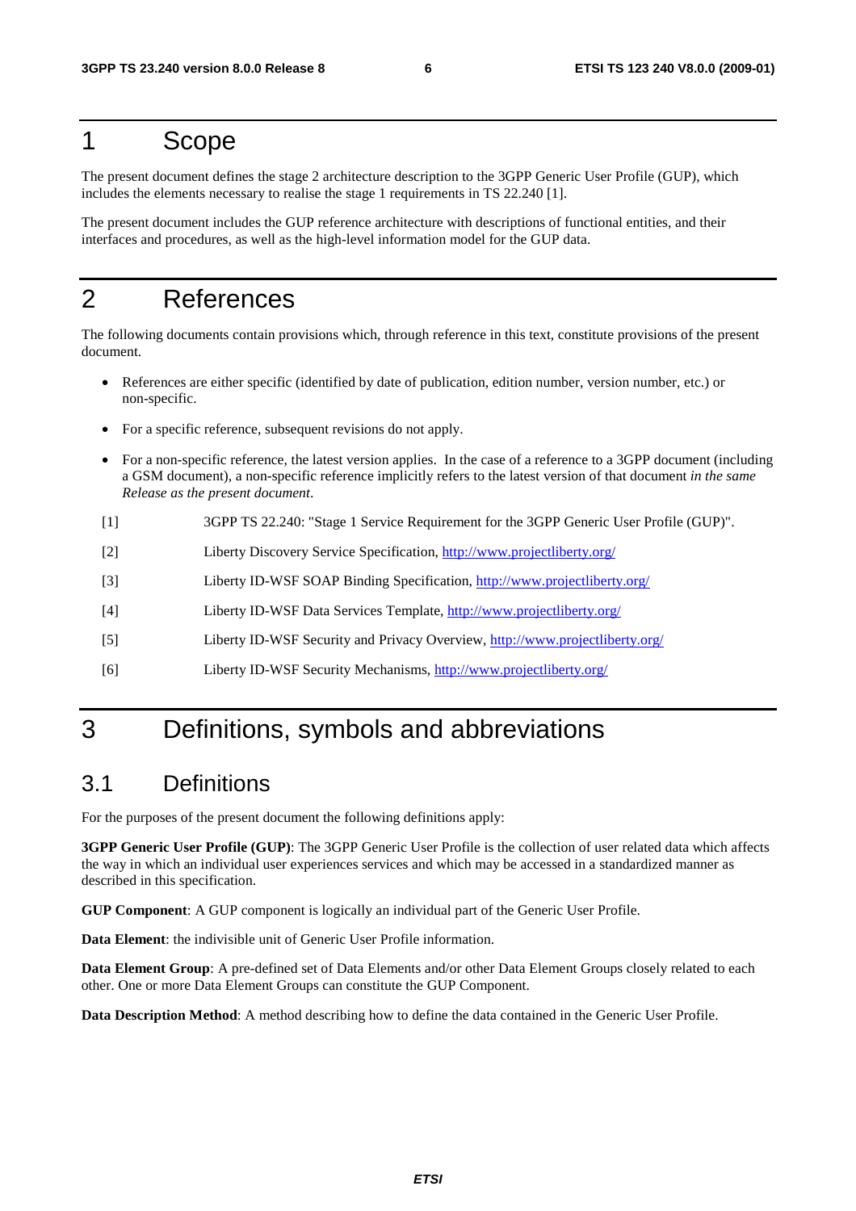# 1 Scope

The present document defines the stage 2 architecture description to the 3GPP Generic User Profile (GUP), which includes the elements necessary to realise the stage 1 requirements in TS 22.240 [1].

The present document includes the GUP reference architecture with descriptions of functional entities, and their interfaces and procedures, as well as the high-level information model for the GUP data.

# 2 References

The following documents contain provisions which, through reference in this text, constitute provisions of the present document.

- References are either specific (identified by date of publication, edition number, version number, etc.) or non-specific.
- For a specific reference, subsequent revisions do not apply.
- For a non-specific reference, the latest version applies. In the case of a reference to a 3GPP document (including a GSM document), a non-specific reference implicitly refers to the latest version of that document *in the same Release as the present document*.

[1] 3GPP TS 22.240: "Stage 1 Service Requirement for the 3GPP Generic User Profile (GUP)".

[2] Liberty Discovery Service Specification, http://www.projectliberty.org/

[3] Liberty ID-WSF SOAP Binding Specification, http://www.projectliberty.org/

[4] Liberty ID-WSF Data Services Template, http://www.projectliberty.org/

[5] Liberty ID-WSF Security and Privacy Overview, http://www.projectliberty.org/

[6] Liberty ID-WSF Security Mechanisms, http://www.projectliberty.org/

# 3 Definitions, symbols and abbreviations

## 3.1 Definitions

For the purposes of the present document the following definitions apply:

**3GPP Generic User Profile (GUP)**: The 3GPP Generic User Profile is the collection of user related data which affects the way in which an individual user experiences services and which may be accessed in a standardized manner as described in this specification.

**GUP Component**: A GUP component is logically an individual part of the Generic User Profile.

**Data Element**: the indivisible unit of Generic User Profile information.

**Data Element Group**: A pre-defined set of Data Elements and/or other Data Element Groups closely related to each other. One or more Data Element Groups can constitute the GUP Component.

**Data Description Method**: A method describing how to define the data contained in the Generic User Profile.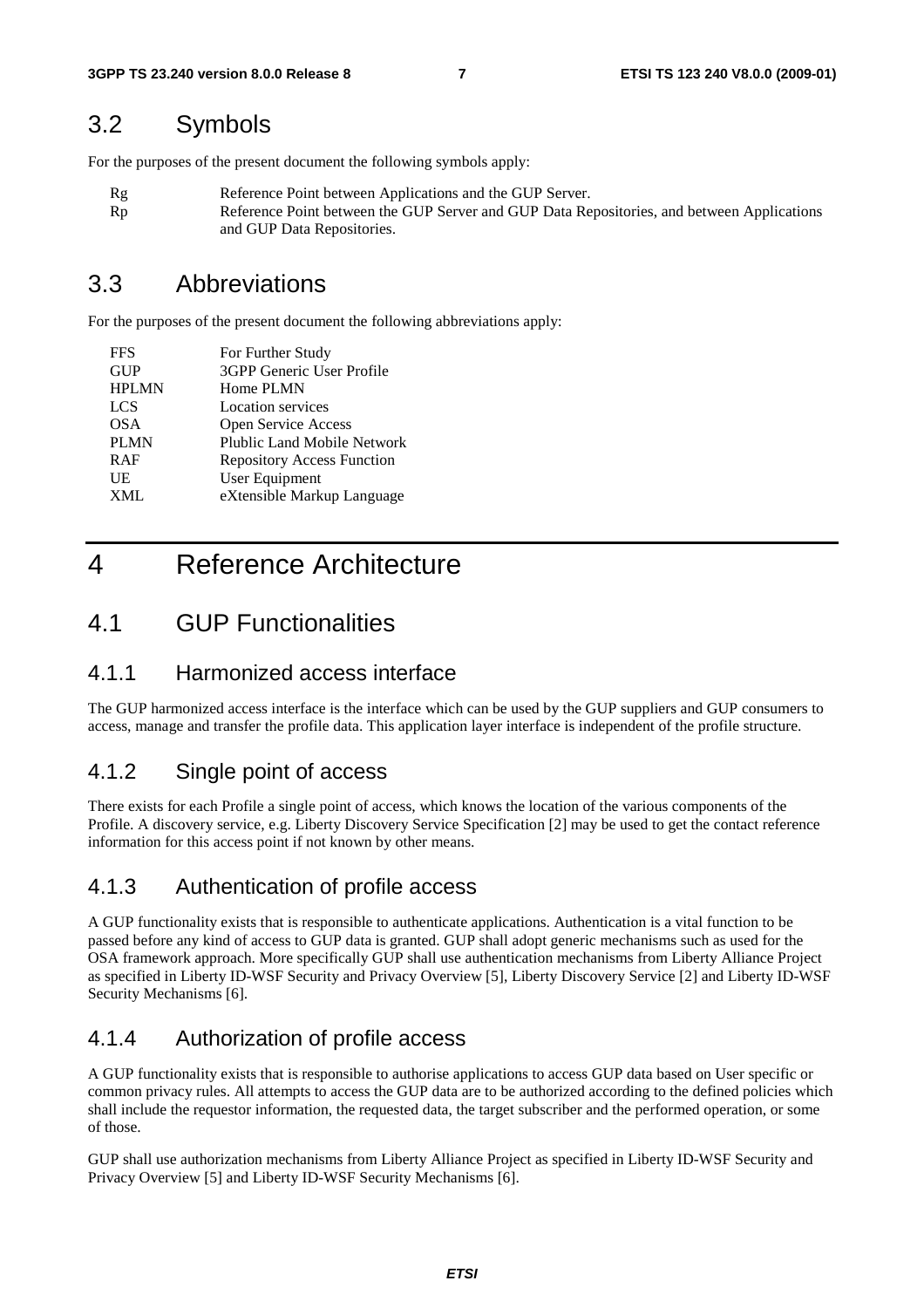## 3.2 Symbols

For the purposes of the present document the following symbols apply:

| | |
|---|---|
| Rg | Reference Point between Applications and the GUP Server. |
| Rp | Reference Point between the GUP Server and GUP Data Repositories, and between Applications and GUP Data Repositories. |

## 3.3 Abbreviations

For the purposes of the present document the following abbreviations apply:

| | |
|---|---|
| FFS | For Further Study |
| GUP | 3GPP Generic User Profile |
| HPLMN | Home PLMN |
| LCS | Location services |
| OSA | Open Service Access |
| PLMN | Plublic Land Mobile Network |
| RAF | Repository Access Function |
| UE | User Equipment |
| XML | eXtensible Markup Language |

# 4 Reference Architecture

## 4.1 GUP Functionalities

### 4.1.1 Harmonized access interface

The GUP harmonized access interface is the interface which can be used by the GUP suppliers and GUP consumers to access, manage and transfer the profile data. This application layer interface is independent of the profile structure.

### 4.1.2 Single point of access

There exists for each Profile a single point of access, which knows the location of the various components of the Profile. A discovery service, e.g. Liberty Discovery Service Specification [2] may be used to get the contact reference information for this access point if not known by other means.

### 4.1.3 Authentication of profile access

A GUP functionality exists that is responsible to authenticate applications. Authentication is a vital function to be passed before any kind of access to GUP data is granted. GUP shall adopt generic mechanisms such as used for the OSA framework approach. More specifically GUP shall use authentication mechanisms from Liberty Alliance Project as specified in Liberty ID-WSF Security and Privacy Overview [5], Liberty Discovery Service [2] and Liberty ID-WSF Security Mechanisms [6].

### 4.1.4 Authorization of profile access

A GUP functionality exists that is responsible to authorise applications to access GUP data based on User specific or common privacy rules. All attempts to access the GUP data are to be authorized according to the defined policies which shall include the requestor information, the requested data, the target subscriber and the performed operation, or some of those.

GUP shall use authorization mechanisms from Liberty Alliance Project as specified in Liberty ID-WSF Security and Privacy Overview [5] and Liberty ID-WSF Security Mechanisms [6].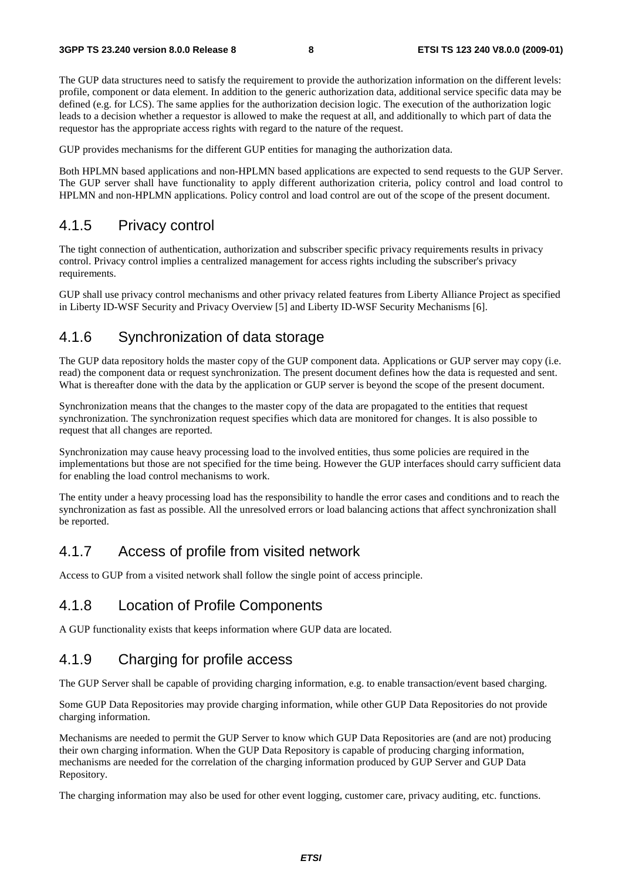The GUP data structures need to satisfy the requirement to provide the authorization information on the different levels: profile, component or data element. In addition to the generic authorization data, additional service specific data may be defined (e.g. for LCS). The same applies for the authorization decision logic. The execution of the authorization logic leads to a decision whether a requestor is allowed to make the request at all, and additionally to which part of data the requestor has the appropriate access rights with regard to the nature of the request.

GUP provides mechanisms for the different GUP entities for managing the authorization data.

Both HPLMN based applications and non-HPLMN based applications are expected to send requests to the GUP Server. The GUP server shall have functionality to apply different authorization criteria, policy control and load control to HPLMN and non-HPLMN applications. Policy control and load control are out of the scope of the present document.

### 4.1.5 Privacy control

The tight connection of authentication, authorization and subscriber specific privacy requirements results in privacy control. Privacy control implies a centralized management for access rights including the subscriber's privacy requirements.

GUP shall use privacy control mechanisms and other privacy related features from Liberty Alliance Project as specified in Liberty ID-WSF Security and Privacy Overview [5] and Liberty ID-WSF Security Mechanisms [6].

### 4.1.6 Synchronization of data storage

The GUP data repository holds the master copy of the GUP component data. Applications or GUP server may copy (i.e. read) the component data or request synchronization. The present document defines how the data is requested and sent. What is thereafter done with the data by the application or GUP server is beyond the scope of the present document.

Synchronization means that the changes to the master copy of the data are propagated to the entities that request synchronization. The synchronization request specifies which data are monitored for changes. It is also possible to request that all changes are reported.

Synchronization may cause heavy processing load to the involved entities, thus some policies are required in the implementations but those are not specified for the time being. However the GUP interfaces should carry sufficient data for enabling the load control mechanisms to work.

The entity under a heavy processing load has the responsibility to handle the error cases and conditions and to reach the synchronization as fast as possible. All the unresolved errors or load balancing actions that affect synchronization shall be reported.

### 4.1.7 Access of profile from visited network

Access to GUP from a visited network shall follow the single point of access principle.

### 4.1.8 Location of Profile Components

A GUP functionality exists that keeps information where GUP data are located.

### 4.1.9 Charging for profile access

The GUP Server shall be capable of providing charging information, e.g. to enable transaction/event based charging.

Some GUP Data Repositories may provide charging information, while other GUP Data Repositories do not provide charging information.

Mechanisms are needed to permit the GUP Server to know which GUP Data Repositories are (and are not) producing their own charging information. When the GUP Data Repository is capable of producing charging information, mechanisms are needed for the correlation of the charging information produced by GUP Server and GUP Data Repository.

The charging information may also be used for other event logging, customer care, privacy auditing, etc. functions.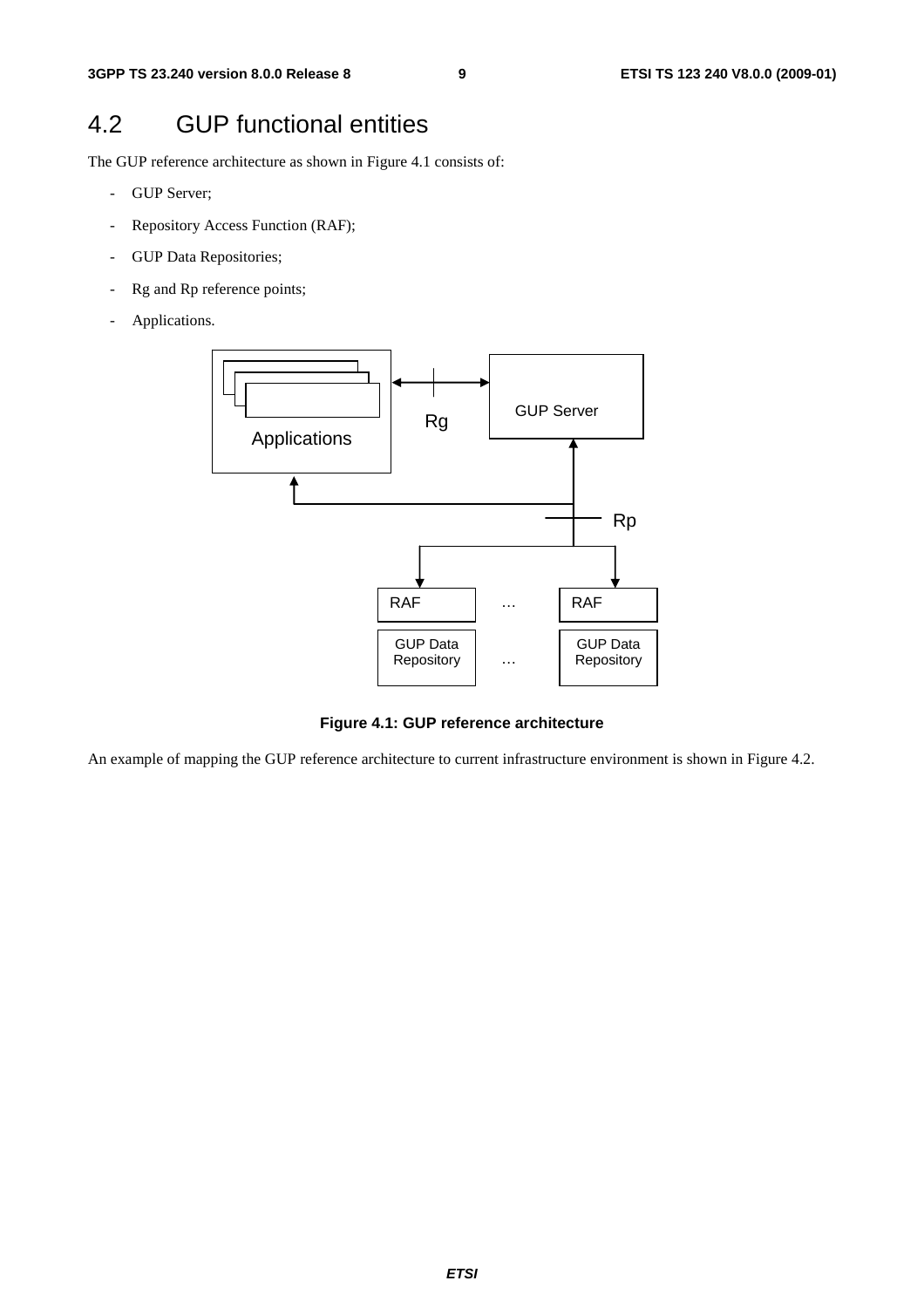## 4.2 GUP functional entities

The GUP reference architecture as shown in Figure 4.1 consists of:

- GUP Server;
- Repository Access Function (RAF);
- GUP Data Repositories;
- Rg and Rp reference points;
- Applications.

Applications

Rg

GUP Server

Rp

RAF

…

RAF

GUP Data Repository

…

GUP Data Repository

**Figure 4.1: GUP reference architecture**

An example of mapping the GUP reference architecture to current infrastructure environment is shown in Figure 4.2.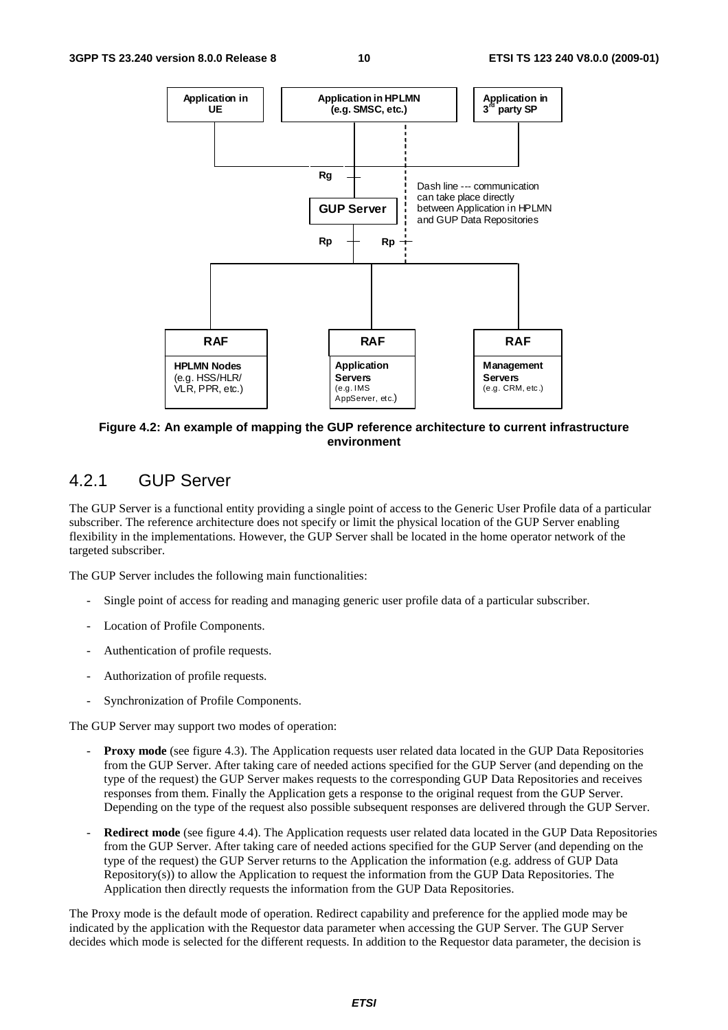Application in UE

Application in HPLMN (e.g. SMSC, etc.)

Application in 3rd party SP

Rg

Dash line --- communication can take place directly between Application in HPLMN and GUP Data Repositories

GUP Server

Rp

Rp

RAF

HPLMN Nodes (e.g. HSS/HLR/ VLR, PPR, etc.)

RAF

Application Servers (e.g. IMS AppServer, etc.)

RAF

Management Servers (e.g. CRM, etc.)

**Figure 4.2: An example of mapping the GUP reference architecture to current infrastructure environment**

### 4.2.1 GUP Server

The GUP Server is a functional entity providing a single point of access to the Generic User Profile data of a particular subscriber. The reference architecture does not specify or limit the physical location of the GUP Server enabling flexibility in the implementations. However, the GUP Server shall be located in the home operator network of the targeted subscriber.

The GUP Server includes the following main functionalities:

- Single point of access for reading and managing generic user profile data of a particular subscriber.
- Location of Profile Components.
- Authentication of profile requests.
- Authorization of profile requests.
- Synchronization of Profile Components.

The GUP Server may support two modes of operation:

- **Proxy mode** (see figure 4.3). The Application requests user related data located in the GUP Data Repositories from the GUP Server. After taking care of needed actions specified for the GUP Server (and depending on the type of the request) the GUP Server makes requests to the corresponding GUP Data Repositories and receives responses from them. Finally the Application gets a response to the original request from the GUP Server. Depending on the type of the request also possible subsequent responses are delivered through the GUP Server.
- **Redirect mode** (see figure 4.4). The Application requests user related data located in the GUP Data Repositories from the GUP Server. After taking care of needed actions specified for the GUP Server (and depending on the type of the request) the GUP Server returns to the Application the information (e.g. address of GUP Data Repository(s)) to allow the Application to request the information from the GUP Data Repositories. The Application then directly requests the information from the GUP Data Repositories.

The Proxy mode is the default mode of operation. Redirect capability and preference for the applied mode may be indicated by the application with the Requestor data parameter when accessing the GUP Server. The GUP Server decides which mode is selected for the different requests. In addition to the Requestor data parameter, the decision is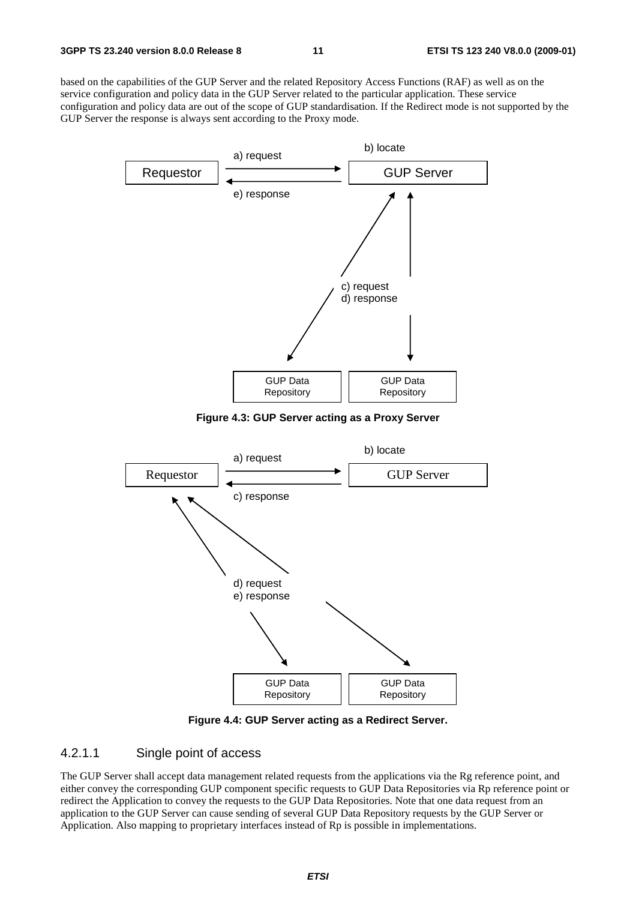based on the capabilities of the GUP Server and the related Repository Access Functions (RAF) as well as on the service configuration and policy data in the GUP Server related to the particular application. These service configuration and policy data are out of the scope of GUP standardisation. If the Redirect mode is not supported by the GUP Server the response is always sent according to the Proxy mode.

**Figure 4.3: GUP Server acting as a Proxy Server**

**Figure 4.4: GUP Server acting as a Redirect Server.**

### 4.2.1.1 Single point of access

The GUP Server shall accept data management related requests from the applications via the Rg reference point, and either convey the corresponding GUP component specific requests to GUP Data Repositories via Rp reference point or redirect the Application to convey the requests to the GUP Data Repositories. Note that one data request from an application to the GUP Server can cause sending of several GUP Data Repository requests by the GUP Server or Application. Also mapping to proprietary interfaces instead of Rp is possible in implementations.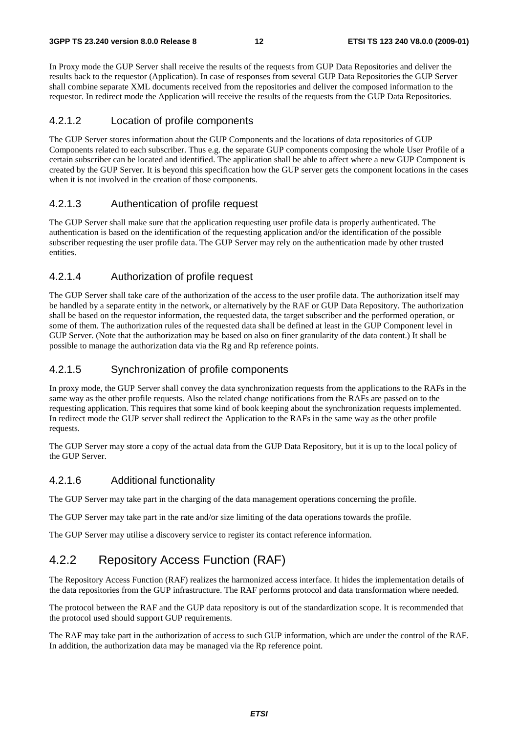In Proxy mode the GUP Server shall receive the results of the requests from GUP Data Repositories and deliver the results back to the requestor (Application). In case of responses from several GUP Data Repositories the GUP Server shall combine separate XML documents received from the repositories and deliver the composed information to the requestor. In redirect mode the Application will receive the results of the requests from the GUP Data Repositories.

#### 4.2.1.2 Location of profile components

The GUP Server stores information about the GUP Components and the locations of data repositories of GUP Components related to each subscriber. Thus e.g. the separate GUP components composing the whole User Profile of a certain subscriber can be located and identified. The application shall be able to affect where a new GUP Component is created by the GUP Server. It is beyond this specification how the GUP server gets the component locations in the cases when it is not involved in the creation of those components.

#### 4.2.1.3 Authentication of profile request

The GUP Server shall make sure that the application requesting user profile data is properly authenticated. The authentication is based on the identification of the requesting application and/or the identification of the possible subscriber requesting the user profile data. The GUP Server may rely on the authentication made by other trusted entities.

#### 4.2.1.4 Authorization of profile request

The GUP Server shall take care of the authorization of the access to the user profile data. The authorization itself may be handled by a separate entity in the network, or alternatively by the RAF or GUP Data Repository. The authorization shall be based on the requestor information, the requested data, the target subscriber and the performed operation, or some of them. The authorization rules of the requested data shall be defined at least in the GUP Component level in GUP Server. (Note that the authorization may be based on also on finer granularity of the data content.) It shall be possible to manage the authorization data via the Rg and Rp reference points.

#### 4.2.1.5 Synchronization of profile components

In proxy mode, the GUP Server shall convey the data synchronization requests from the applications to the RAFs in the same way as the other profile requests. Also the related change notifications from the RAFs are passed on to the requesting application. This requires that some kind of book keeping about the synchronization requests implemented. In redirect mode the GUP server shall redirect the Application to the RAFs in the same way as the other profile requests.

The GUP Server may store a copy of the actual data from the GUP Data Repository, but it is up to the local policy of the GUP Server.

#### 4.2.1.6 Additional functionality

The GUP Server may take part in the charging of the data management operations concerning the profile.

The GUP Server may take part in the rate and/or size limiting of the data operations towards the profile.

The GUP Server may utilise a discovery service to register its contact reference information.

### 4.2.2 Repository Access Function (RAF)

The Repository Access Function (RAF) realizes the harmonized access interface. It hides the implementation details of the data repositories from the GUP infrastructure. The RAF performs protocol and data transformation where needed.

The protocol between the RAF and the GUP data repository is out of the standardization scope. It is recommended that the protocol used should support GUP requirements.

The RAF may take part in the authorization of access to such GUP information, which are under the control of the RAF. In addition, the authorization data may be managed via the Rp reference point.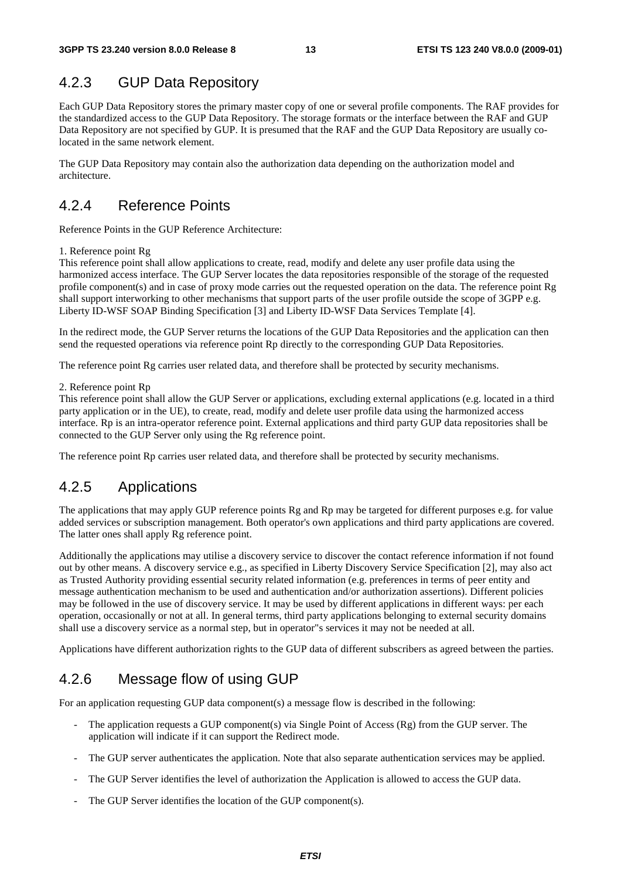### 4.2.3 GUP Data Repository

Each GUP Data Repository stores the primary master copy of one or several profile components. The RAF provides for the standardized access to the GUP Data Repository. The storage formats or the interface between the RAF and GUP Data Repository are not specified by GUP. It is presumed that the RAF and the GUP Data Repository are usually co-located in the same network element.

The GUP Data Repository may contain also the authorization data depending on the authorization model and architecture.

### 4.2.4 Reference Points

Reference Points in the GUP Reference Architecture:

1. Reference point Rg
This reference point shall allow applications to create, read, modify and delete any user profile data using the harmonized access interface. The GUP Server locates the data repositories responsible of the storage of the requested profile component(s) and in case of proxy mode carries out the requested operation on the data. The reference point Rg shall support interworking to other mechanisms that support parts of the user profile outside the scope of 3GPP e.g. Liberty ID-WSF SOAP Binding Specification [3] and Liberty ID-WSF Data Services Template [4].

In the redirect mode, the GUP Server returns the locations of the GUP Data Repositories and the application can then send the requested operations via reference point Rp directly to the corresponding GUP Data Repositories.

The reference point Rg carries user related data, and therefore shall be protected by security mechanisms.

2. Reference point Rp
This reference point shall allow the GUP Server or applications, excluding external applications (e.g. located in a third party application or in the UE), to create, read, modify and delete user profile data using the harmonized access interface. Rp is an intra-operator reference point. External applications and third party GUP data repositories shall be connected to the GUP Server only using the Rg reference point.

The reference point Rp carries user related data, and therefore shall be protected by security mechanisms.

### 4.2.5 Applications

The applications that may apply GUP reference points Rg and Rp may be targeted for different purposes e.g. for value added services or subscription management. Both operator's own applications and third party applications are covered. The latter ones shall apply Rg reference point.

Additionally the applications may utilise a discovery service to discover the contact reference information if not found out by other means. A discovery service e.g., as specified in Liberty Discovery Service Specification [2], may also act as Trusted Authority providing essential security related information (e.g. preferences in terms of peer entity and message authentication mechanism to be used and authentication and/or authorization assertions). Different policies may be followed in the use of discovery service. It may be used by different applications in different ways: per each operation, occasionally or not at all. In general terms, third party applications belonging to external security domains shall use a discovery service as a normal step, but in operator"s services it may not be needed at all.

Applications have different authorization rights to the GUP data of different subscribers as agreed between the parties.

### 4.2.6 Message flow of using GUP

For an application requesting GUP data component(s) a message flow is described in the following:

- The application requests a GUP component(s) via Single Point of Access (Rg) from the GUP server. The application will indicate if it can support the Redirect mode.
- The GUP server authenticates the application. Note that also separate authentication services may be applied.
- The GUP Server identifies the level of authorization the Application is allowed to access the GUP data.
- The GUP Server identifies the location of the GUP component(s).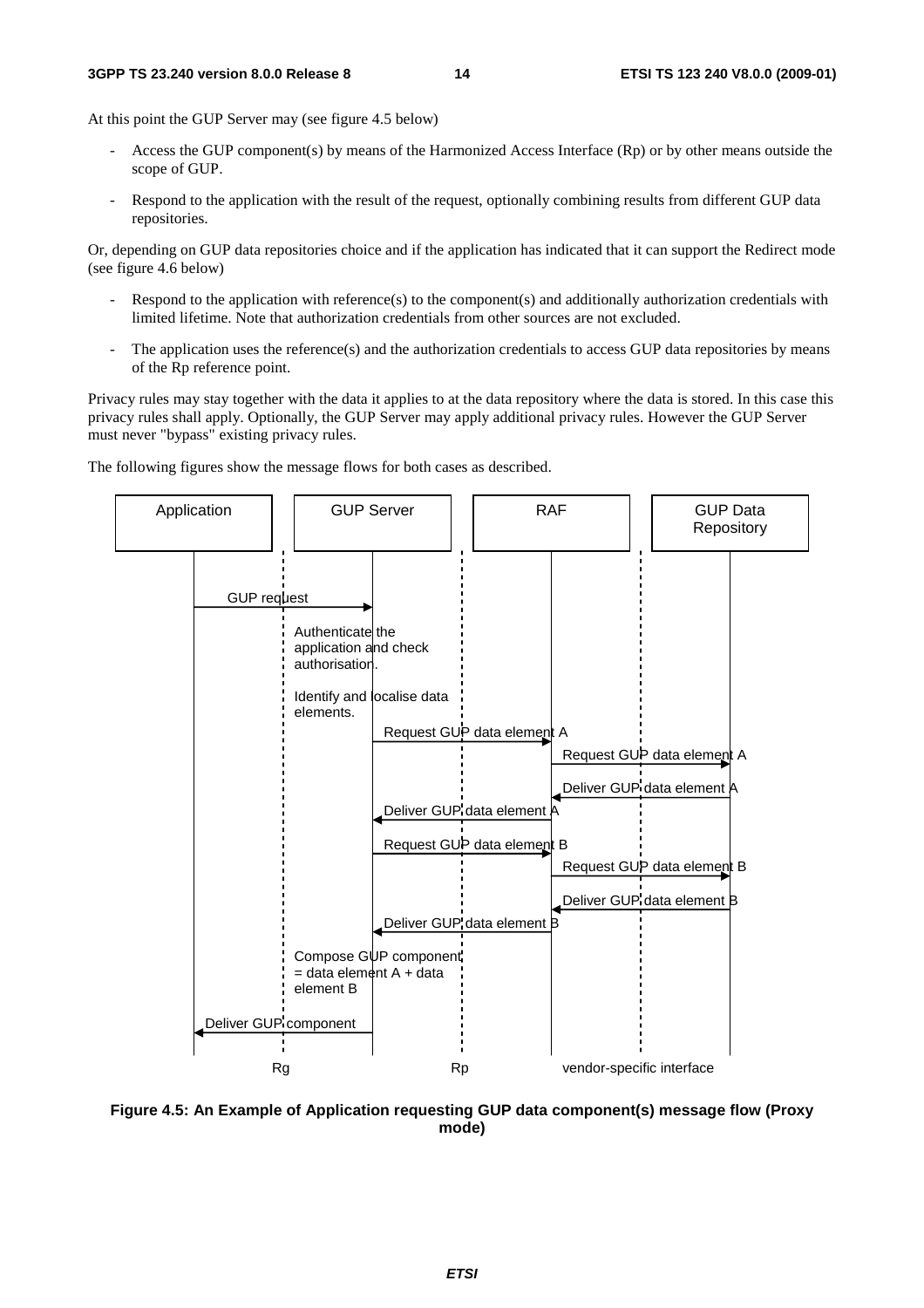At this point the GUP Server may (see figure 4.5 below)

- Access the GUP component(s) by means of the Harmonized Access Interface (Rp) or by other means outside the scope of GUP.
- Respond to the application with the result of the request, optionally combining results from different GUP data repositories.

Or, depending on GUP data repositories choice and if the application has indicated that it can support the Redirect mode (see figure 4.6 below)

- Respond to the application with reference(s) to the component(s) and additionally authorization credentials with limited lifetime. Note that authorization credentials from other sources are not excluded.
- The application uses the reference(s) and the authorization credentials to access GUP data repositories by means of the Rp reference point.

Privacy rules may stay together with the data it applies to at the data repository where the data is stored. In this case this privacy rules shall apply. Optionally, the GUP Server may apply additional privacy rules. However the GUP Server must never "bypass" existing privacy rules.

The following figures show the message flows for both cases as described.

Application

GUP Server

RAF

GUP Data Repository

GUP request

Authenticate the application and check authorisation.

Identify and localise data elements.

Request GUP data element A

Request GUP data element A

Deliver GUP data element A

Deliver GUP data element A

Request GUP data element B

Request GUP data element B

Deliver GUP data element B

Deliver GUP data element B

Compose GUP component = data element A + data element B

Deliver GUP component

Rg

Rp

vendor-specific interface

**Figure 4.5: An Example of Application requesting GUP data component(s) message flow (Proxy mode)**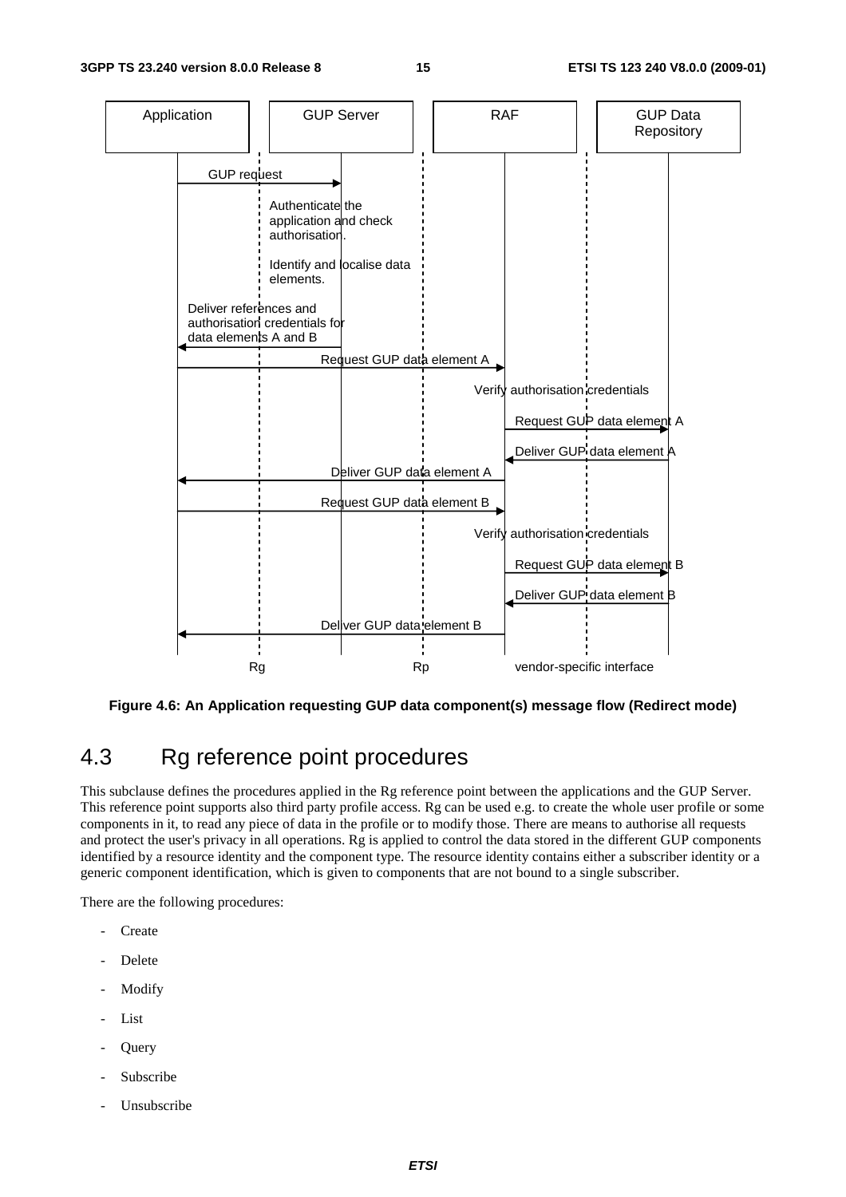Application

GUP Server

RAF

GUP Data Repository

GUP request

Authenticate the application and check authorisation.

Identify and localise data elements.

Deliver references and authorisation credentials for data elements A and B

Request GUP data element A

Verify authorisation credentials

Request GUP data element A

Deliver GUP data element A

Deliver GUP data element A

Request GUP data element B

Verify authorisation credentials

Request GUP data element B

Deliver GUP data element B

Deliver GUP data element B

Rg

Rp

vendor-specific interface

**Figure 4.6: An Application requesting GUP data component(s) message flow (Redirect mode)**

# 4.3 Rg reference point procedures

This subclause defines the procedures applied in the Rg reference point between the applications and the GUP Server. This reference point supports also third party profile access. Rg can be used e.g. to create the whole user profile or some components in it, to read any piece of data in the profile or to modify those. There are means to authorise all requests and protect the user's privacy in all operations. Rg is applied to control the data stored in the different GUP components identified by a resource identity and the component type. The resource identity contains either a subscriber identity or a generic component identification, which is given to components that are not bound to a single subscriber.

There are the following procedures:

- Create
- Delete
- Modify
- List
- Query
- Subscribe
- Unsubscribe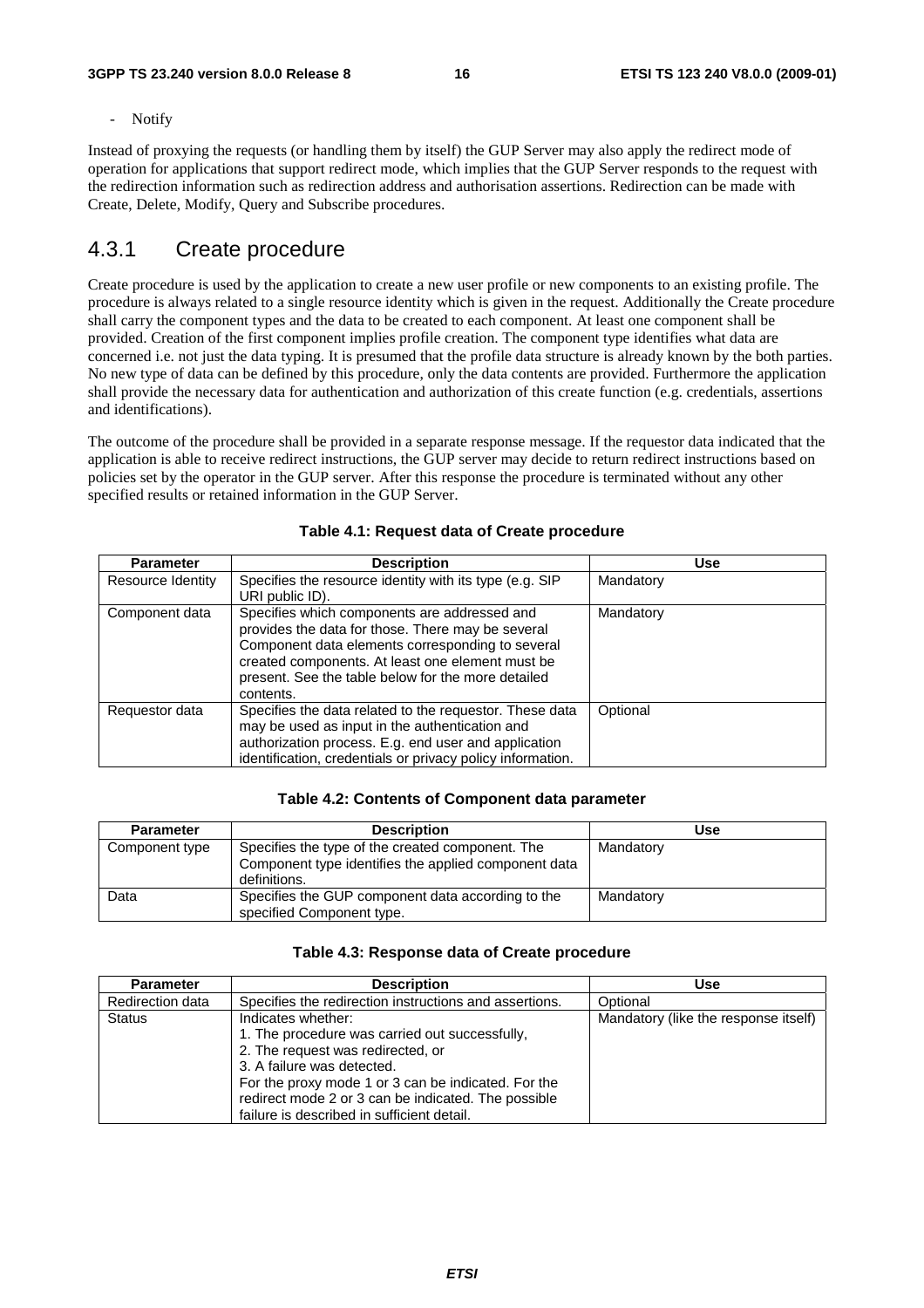- Notify

Instead of proxying the requests (or handling them by itself) the GUP Server may also apply the redirect mode of operation for applications that support redirect mode, which implies that the GUP Server responds to the request with the redirection information such as redirection address and authorisation assertions. Redirection can be made with Create, Delete, Modify, Query and Subscribe procedures.

## 4.3.1 Create procedure

Create procedure is used by the application to create a new user profile or new components to an existing profile. The procedure is always related to a single resource identity which is given in the request. Additionally the Create procedure shall carry the component types and the data to be created to each component. At least one component shall be provided. Creation of the first component implies profile creation. The component type identifies what data are concerned i.e. not just the data typing. It is presumed that the profile data structure is already known by the both parties. No new type of data can be defined by this procedure, only the data contents are provided. Furthermore the application shall provide the necessary data for authentication and authorization of this create function (e.g. credentials, assertions and identifications).

The outcome of the procedure shall be provided in a separate response message. If the requestor data indicated that the application is able to receive redirect instructions, the GUP server may decide to return redirect instructions based on policies set by the operator in the GUP server. After this response the procedure is terminated without any other specified results or retained information in the GUP Server.

**Table 4.1: Request data of Create procedure**

| Parameter | Description | Use |
|---|---|---|
| Resource Identity | Specifies the resource identity with its type (e.g. SIP URI public ID). | Mandatory |
| Component data | Specifies which components are addressed and provides the data for those. There may be several Component data elements corresponding to several created components. At least one element must be present. See the table below for the more detailed contents. | Mandatory |
| Requestor data | Specifies the data related to the requestor. These data may be used as input in the authentication and authorization process. E.g. end user and application identification, credentials or privacy policy information. | Optional |

**Table 4.2: Contents of Component data parameter**

| Parameter | Description | Use |
|---|---|---|
| Component type | Specifies the type of the created component. The Component type identifies the applied component data definitions. | Mandatory |
| Data | Specifies the GUP component data according to the specified Component type. | Mandatory |

**Table 4.3: Response data of Create procedure**

| Parameter | Description | Use |
|---|---|---|
| Redirection data | Specifies the redirection instructions and assertions. | Optional |
| Status | Indicates whether:<br>1. The procedure was carried out successfully,<br>2. The request was redirected, or<br>3. A failure was detected.<br>For the proxy mode 1 or 3 can be indicated. For the redirect mode 2 or 3 can be indicated. The possible failure is described in sufficient detail. | Mandatory (like the response itself) |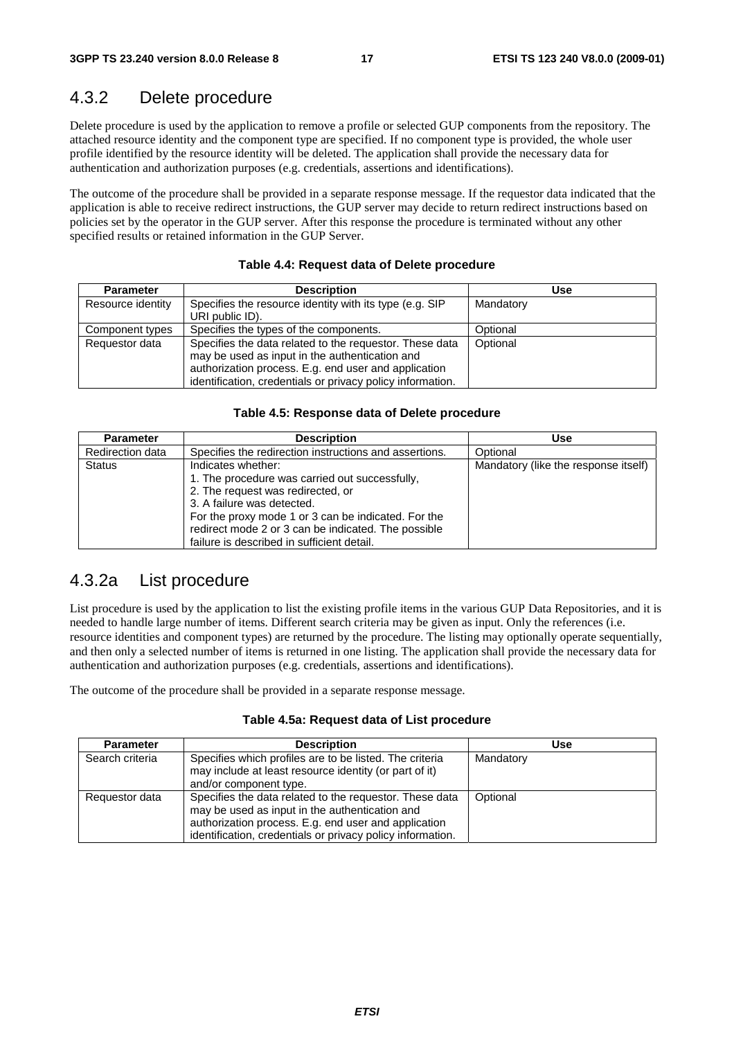## 4.3.2 Delete procedure

Delete procedure is used by the application to remove a profile or selected GUP components from the repository. The attached resource identity and the component type are specified. If no component type is provided, the whole user profile identified by the resource identity will be deleted. The application shall provide the necessary data for authentication and authorization purposes (e.g. credentials, assertions and identifications).

The outcome of the procedure shall be provided in a separate response message. If the requestor data indicated that the application is able to receive redirect instructions, the GUP server may decide to return redirect instructions based on policies set by the operator in the GUP server. After this response the procedure is terminated without any other specified results or retained information in the GUP Server.

**Table 4.4: Request data of Delete procedure**

| Parameter | Description | Use |
|---|---|---|
| Resource identity | Specifies the resource identity with its type (e.g. SIP URI public ID). | Mandatory |
| Component types | Specifies the types of the components. | Optional |
| Requestor data | Specifies the data related to the requestor. These data may be used as input in the authentication and authorization process. E.g. end user and application identification, credentials or privacy policy information. | Optional |

**Table 4.5: Response data of Delete procedure**

| Parameter | Description | Use |
|---|---|---|
| Redirection data | Specifies the redirection instructions and assertions. | Optional |
| Status | Indicates whether:<br>1. The procedure was carried out successfully,<br>2. The request was redirected, or<br>3. A failure was detected.<br>For the proxy mode 1 or 3 can be indicated. For the redirect mode 2 or 3 can be indicated. The possible failure is described in sufficient detail. | Mandatory (like the response itself) |

## 4.3.2a List procedure

List procedure is used by the application to list the existing profile items in the various GUP Data Repositories, and it is needed to handle large number of items. Different search criteria may be given as input. Only the references (i.e. resource identities and component types) are returned by the procedure. The listing may optionally operate sequentially, and then only a selected number of items is returned in one listing. The application shall provide the necessary data for authentication and authorization purposes (e.g. credentials, assertions and identifications).

The outcome of the procedure shall be provided in a separate response message.

**Table 4.5a: Request data of List procedure**

| Parameter | Description | Use |
|---|---|---|
| Search criteria | Specifies which profiles are to be listed. The criteria may include at least resource identity (or part of it) and/or component type. | Mandatory |
| Requestor data | Specifies the data related to the requestor. These data may be used as input in the authentication and authorization process. E.g. end user and application identification, credentials or privacy policy information. | Optional |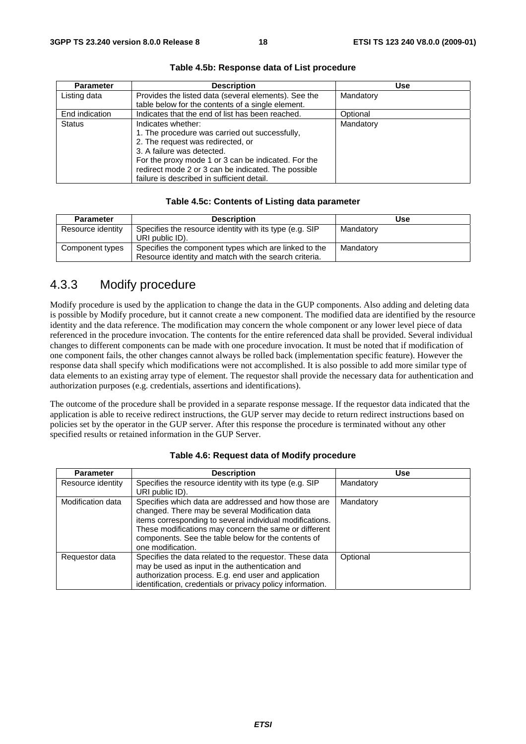Table 4.5b: Response data of List procedure

| Parameter | Description | Use |
| --- | --- | --- |
| Listing data | Provides the listed data (several elements). See the table below for the contents of a single element. | Mandatory |
| End indication | Indicates that the end of list has been reached. | Optional |
| Status | Indicates whether:<br>1. The procedure was carried out successfully,<br>2. The request was redirected, or<br>3. A failure was detected.<br>For the proxy mode 1 or 3 can be indicated. For the redirect mode 2 or 3 can be indicated. The possible failure is described in sufficient detail. | Mandatory |

Table 4.5c: Contents of Listing data parameter

| Parameter | Description | Use |
| --- | --- | --- |
| Resource identity | Specifies the resource identity with its type (e.g. SIP URI public ID). | Mandatory |
| Component types | Specifies the component types which are linked to the Resource identity and match with the search criteria. | Mandatory |

## 4.3.3 Modify procedure

Modify procedure is used by the application to change the data in the GUP components. Also adding and deleting data is possible by Modify procedure, but it cannot create a new component. The modified data are identified by the resource identity and the data reference. The modification may concern the whole component or any lower level piece of data referenced in the procedure invocation. The contents for the entire referenced data shall be provided. Several individual changes to different components can be made with one procedure invocation. It must be noted that if modification of one component fails, the other changes cannot always be rolled back (implementation specific feature). However the response data shall specify which modifications were not accomplished. It is also possible to add more similar type of data elements to an existing array type of element. The requestor shall provide the necessary data for authentication and authorization purposes (e.g. credentials, assertions and identifications).

The outcome of the procedure shall be provided in a separate response message. If the requestor data indicated that the application is able to receive redirect instructions, the GUP server may decide to return redirect instructions based on policies set by the operator in the GUP server. After this response the procedure is terminated without any other specified results or retained information in the GUP Server.

Table 4.6: Request data of Modify procedure

| Parameter | Description | Use |
| --- | --- | --- |
| Resource identity | Specifies the resource identity with its type (e.g. SIP URI public ID). | Mandatory |
| Modification data | Specifies which data are addressed and how those are changed. There may be several Modification data items corresponding to several individual modifications. These modifications may concern the same or different components. See the table below for the contents of one modification. | Mandatory |
| Requestor data | Specifies the data related to the requestor. These data may be used as input in the authentication and authorization process. E.g. end user and application identification, credentials or privacy policy information. | Optional |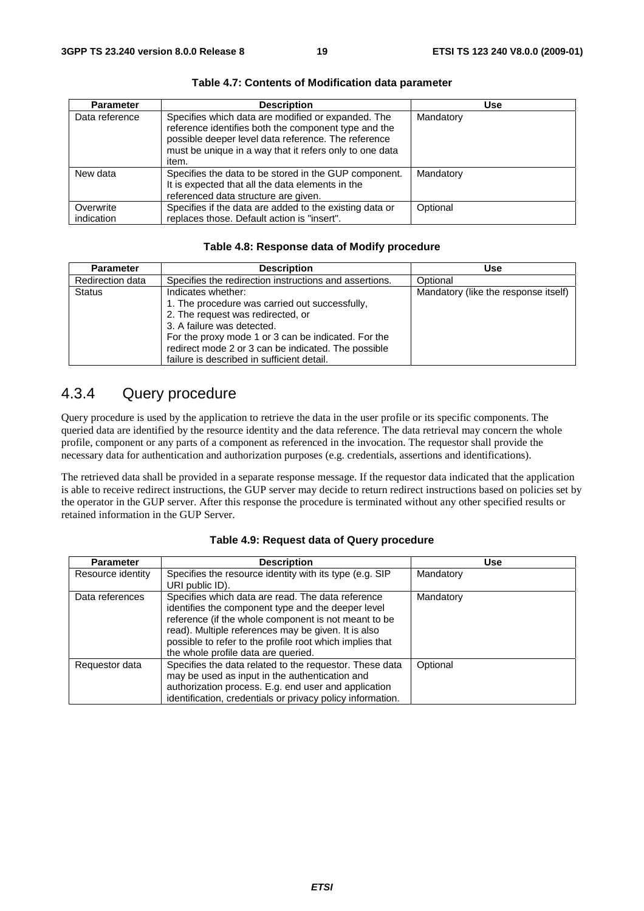**Table 4.7: Contents of Modification data parameter**

| Parameter | Description | Use |
|---|---|---|
| Data reference | Specifies which data are modified or expanded. The reference identifies both the component type and the possible deeper level data reference. The reference must be unique in a way that it refers only to one data item. | Mandatory |
| New data | Specifies the data to be stored in the GUP component. It is expected that all the data elements in the referenced data structure are given. | Mandatory |
| Overwrite indication | Specifies if the data are added to the existing data or replaces those. Default action is "insert". | Optional |

**Table 4.8: Response data of Modify procedure**

| Parameter | Description | Use |
|---|---|---|
| Redirection data | Specifies the redirection instructions and assertions. | Optional |
| Status | Indicates whether:<br>1. The procedure was carried out successfully,<br>2. The request was redirected, or<br>3. A failure was detected.<br>For the proxy mode 1 or 3 can be indicated. For the redirect mode 2 or 3 can be indicated. The possible failure is described in sufficient detail. | Mandatory (like the response itself) |

## 4.3.4 Query procedure

Query procedure is used by the application to retrieve the data in the user profile or its specific components. The queried data are identified by the resource identity and the data reference. The data retrieval may concern the whole profile, component or any parts of a component as referenced in the invocation. The requestor shall provide the necessary data for authentication and authorization purposes (e.g. credentials, assertions and identifications).

The retrieved data shall be provided in a separate response message. If the requestor data indicated that the application is able to receive redirect instructions, the GUP server may decide to return redirect instructions based on policies set by the operator in the GUP server. After this response the procedure is terminated without any other specified results or retained information in the GUP Server.

**Table 4.9: Request data of Query procedure**

| Parameter | Description | Use |
|---|---|---|
| Resource identity | Specifies the resource identity with its type (e.g. SIP URI public ID). | Mandatory |
| Data references | Specifies which data are read. The data reference identifies the component type and the deeper level reference (if the whole component is not meant to be read). Multiple references may be given. It is also possible to refer to the profile root which implies that the whole profile data are queried. | Mandatory |
| Requestor data | Specifies the data related to the requestor. These data may be used as input in the authentication and authorization process. E.g. end user and application identification, credentials or privacy policy information. | Optional |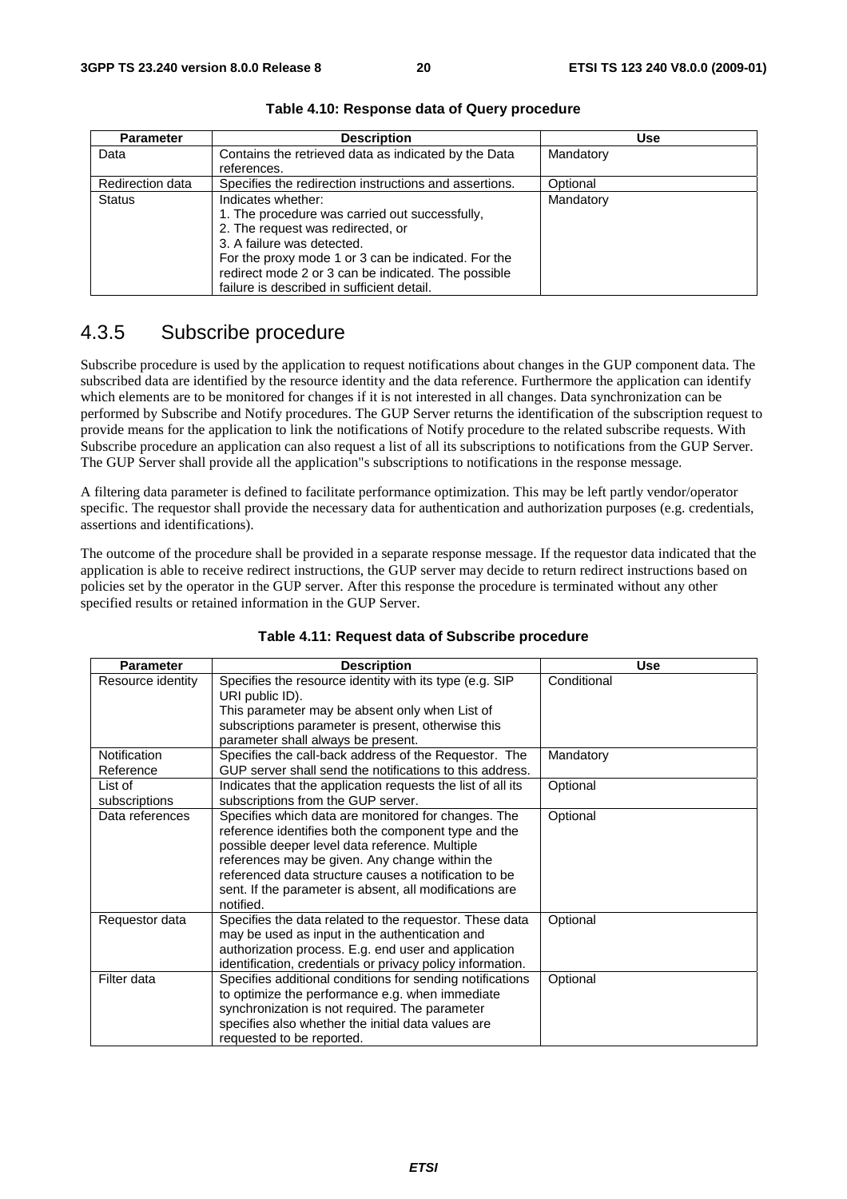**Table 4.10: Response data of Query procedure**

| Parameter | Description | Use |
|---|---|---|
| Data | Contains the retrieved data as indicated by the Data references. | Mandatory |
| Redirection data | Specifies the redirection instructions and assertions. | Optional |
| Status | Indicates whether:<br>1. The procedure was carried out successfully,<br>2. The request was redirected, or<br>3. A failure was detected.<br>For the proxy mode 1 or 3 can be indicated. For the redirect mode 2 or 3 can be indicated. The possible failure is described in sufficient detail. | Mandatory |

## 4.3.5 Subscribe procedure

Subscribe procedure is used by the application to request notifications about changes in the GUP component data. The subscribed data are identified by the resource identity and the data reference. Furthermore the application can identify which elements are to be monitored for changes if it is not interested in all changes. Data synchronization can be performed by Subscribe and Notify procedures. The GUP Server returns the identification of the subscription request to provide means for the application to link the notifications of Notify procedure to the related subscribe requests. With Subscribe procedure an application can also request a list of all its subscriptions to notifications from the GUP Server. The GUP Server shall provide all the application"s subscriptions to notifications in the response message.

A filtering data parameter is defined to facilitate performance optimization. This may be left partly vendor/operator specific. The requestor shall provide the necessary data for authentication and authorization purposes (e.g. credentials, assertions and identifications).

The outcome of the procedure shall be provided in a separate response message. If the requestor data indicated that the application is able to receive redirect instructions, the GUP server may decide to return redirect instructions based on policies set by the operator in the GUP server. After this response the procedure is terminated without any other specified results or retained information in the GUP Server.

**Table 4.11: Request data of Subscribe procedure**

| Parameter | Description | Use |
|---|---|---|
| Resource identity | Specifies the resource identity with its type (e.g. SIP URI public ID).<br>This parameter may be absent only when List of subscriptions parameter is present, otherwise this parameter shall always be present. | Conditional |
| Notification Reference | Specifies the call-back address of the Requestor. The GUP server shall send the notifications to this address. | Mandatory |
| List of subscriptions | Indicates that the application requests the list of all its subscriptions from the GUP server. | Optional |
| Data references | Specifies which data are monitored for changes. The reference identifies both the component type and the possible deeper level data reference. Multiple references may be given. Any change within the referenced data structure causes a notification to be sent. If the parameter is absent, all modifications are notified. | Optional |
| Requestor data | Specifies the data related to the requestor. These data may be used as input in the authentication and authorization process. E.g. end user and application identification, credentials or privacy policy information. | Optional |
| Filter data | Specifies additional conditions for sending notifications to optimize the performance e.g. when immediate synchronization is not required. The parameter specifies also whether the initial data values are requested to be reported. | Optional |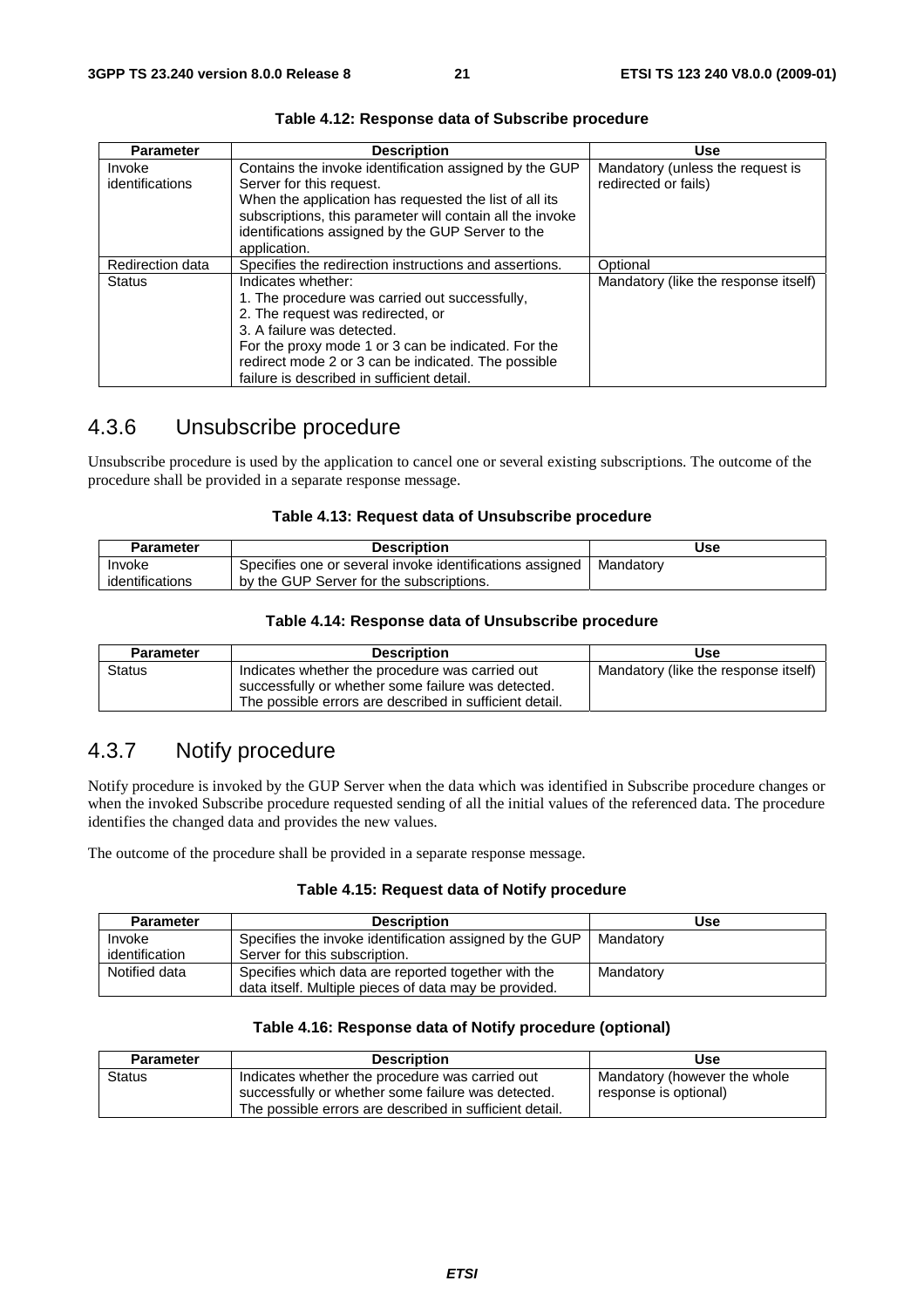**Table 4.12: Response data of Subscribe procedure**

| Parameter | Description | Use |
|---|---|---|
| Invoke identifications | Contains the invoke identification assigned by the GUP Server for this request. When the application has requested the list of all its subscriptions, this parameter will contain all the invoke identifications assigned by the GUP Server to the application. | Mandatory (unless the request is redirected or fails) |
| Redirection data | Specifies the redirection instructions and assertions. | Optional |
| Status | Indicates whether: 1. The procedure was carried out successfully, 2. The request was redirected, or 3. A failure was detected. For the proxy mode 1 or 3 can be indicated. For the redirect mode 2 or 3 can be indicated. The possible failure is described in sufficient detail. | Mandatory (like the response itself) |

## 4.3.6 Unsubscribe procedure

Unsubscribe procedure is used by the application to cancel one or several existing subscriptions. The outcome of the procedure shall be provided in a separate response message.

**Table 4.13: Request data of Unsubscribe procedure**

| Parameter | Description | Use |
|---|---|---|
| Invoke identifications | Specifies one or several invoke identifications assigned by the GUP Server for the subscriptions. | Mandatory |

**Table 4.14: Response data of Unsubscribe procedure**

| Parameter | Description | Use |
|---|---|---|
| Status | Indicates whether the procedure was carried out successfully or whether some failure was detected. The possible errors are described in sufficient detail. | Mandatory (like the response itself) |

## 4.3.7 Notify procedure

Notify procedure is invoked by the GUP Server when the data which was identified in Subscribe procedure changes or when the invoked Subscribe procedure requested sending of all the initial values of the referenced data. The procedure identifies the changed data and provides the new values.

The outcome of the procedure shall be provided in a separate response message.

**Table 4.15: Request data of Notify procedure**

| Parameter | Description | Use |
|---|---|---|
| Invoke identification | Specifies the invoke identification assigned by the GUP Server for this subscription. | Mandatory |
| Notified data | Specifies which data are reported together with the data itself. Multiple pieces of data may be provided. | Mandatory |

**Table 4.16: Response data of Notify procedure (optional)**

| Parameter | Description | Use |
|---|---|---|
| Status | Indicates whether the procedure was carried out successfully or whether some failure was detected. The possible errors are described in sufficient detail. | Mandatory (however the whole response is optional) |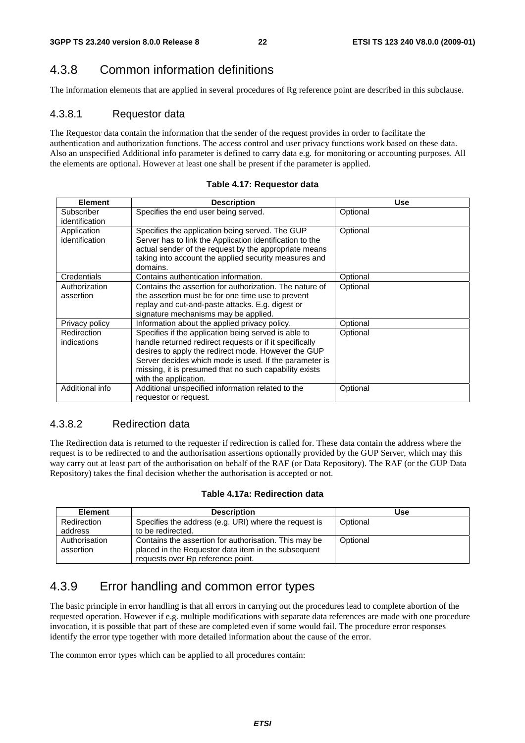## 4.3.8 Common information definitions

The information elements that are applied in several procedures of Rg reference point are described in this subclause.

### 4.3.8.1 Requestor data

The Requestor data contain the information that the sender of the request provides in order to facilitate the authentication and authorization functions. The access control and user privacy functions work based on these data. Also an unspecified Additional info parameter is defined to carry data e.g. for monitoring or accounting purposes. All the elements are optional. However at least one shall be present if the parameter is applied.

**Table 4.17: Requestor data**

| Element | Description | Use |
|---|---|---|
| Subscriber identification | Specifies the end user being served. | Optional |
| Application identification | Specifies the application being served. The GUP Server has to link the Application identification to the actual sender of the request by the appropriate means taking into account the applied security measures and domains. | Optional |
| Credentials | Contains authentication information. | Optional |
| Authorization assertion | Contains the assertion for authorization. The nature of the assertion must be for one time use to prevent replay and cut-and-paste attacks. E.g. digest or signature mechanisms may be applied. | Optional |
| Privacy policy | Information about the applied privacy policy. | Optional |
| Redirection indications | Specifies if the application being served is able to handle returned redirect requests or if it specifically desires to apply the redirect mode. However the GUP Server decides which mode is used. If the parameter is missing, it is presumed that no such capability exists with the application. | Optional |
| Additional info | Additional unspecified information related to the requestor or request. | Optional |

### 4.3.8.2 Redirection data

The Redirection data is returned to the requester if redirection is called for. These data contain the address where the request is to be redirected to and the authorisation assertions optionally provided by the GUP Server, which may this way carry out at least part of the authorisation on behalf of the RAF (or Data Repository). The RAF (or the GUP Data Repository) takes the final decision whether the authorisation is accepted or not.

**Table 4.17a: Redirection data**

| Element | Description | Use |
|---|---|---|
| Redirection address | Specifies the address (e.g. URI) where the request is to be redirected. | Optional |
| Authorisation assertion | Contains the assertion for authorisation. This may be placed in the Requestor data item in the subsequent requests over Rp reference point. | Optional |

## 4.3.9 Error handling and common error types

The basic principle in error handling is that all errors in carrying out the procedures lead to complete abortion of the requested operation. However if e.g. multiple modifications with separate data references are made with one procedure invocation, it is possible that part of these are completed even if some would fail. The procedure error responses identify the error type together with more detailed information about the cause of the error.

The common error types which can be applied to all procedures contain: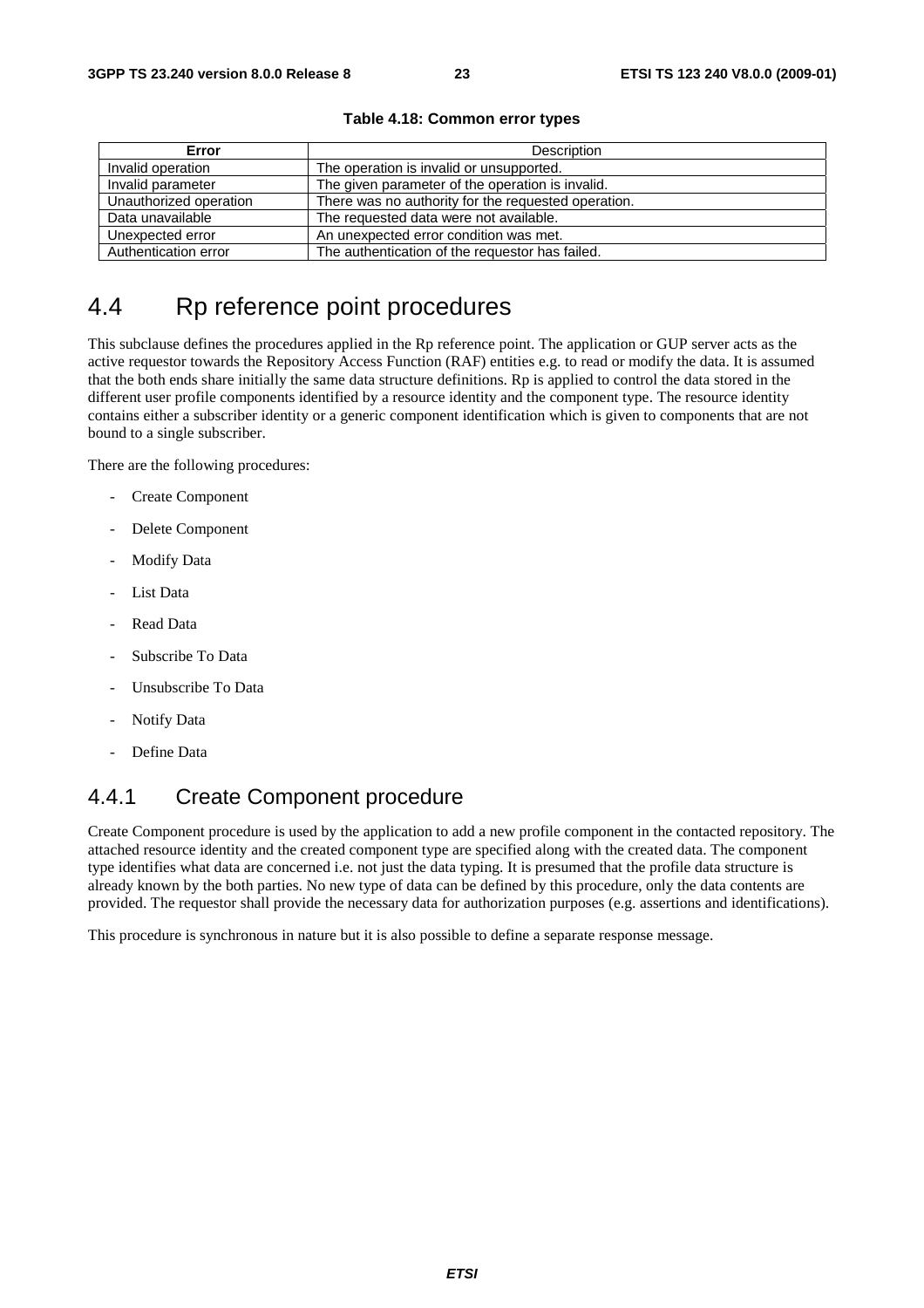Table 4.18: Common error types

| Error | Description |
| --- | --- |
| Invalid operation | The operation is invalid or unsupported. |
| Invalid parameter | The given parameter of the operation is invalid. |
| Unauthorized operation | There was no authority for the requested operation. |
| Data unavailable | The requested data were not available. |
| Unexpected error | An unexpected error condition was met. |
| Authentication error | The authentication of the requestor has failed. |

## 4.4 Rp reference point procedures

This subclause defines the procedures applied in the Rp reference point. The application or GUP server acts as the active requestor towards the Repository Access Function (RAF) entities e.g. to read or modify the data. It is assumed that the both ends share initially the same data structure definitions. Rp is applied to control the data stored in the different user profile components identified by a resource identity and the component type. The resource identity contains either a subscriber identity or a generic component identification which is given to components that are not bound to a single subscriber.

There are the following procedures:

- Create Component
- Delete Component
- Modify Data
- List Data
- Read Data
- Subscribe To Data
- Unsubscribe To Data
- Notify Data
- Define Data

### 4.4.1 Create Component procedure

Create Component procedure is used by the application to add a new profile component in the contacted repository. The attached resource identity and the created component type are specified along with the created data. The component type identifies what data are concerned i.e. not just the data typing. It is presumed that the profile data structure is already known by the both parties. No new type of data can be defined by this procedure, only the data contents are provided. The requestor shall provide the necessary data for authorization purposes (e.g. assertions and identifications).

This procedure is synchronous in nature but it is also possible to define a separate response message.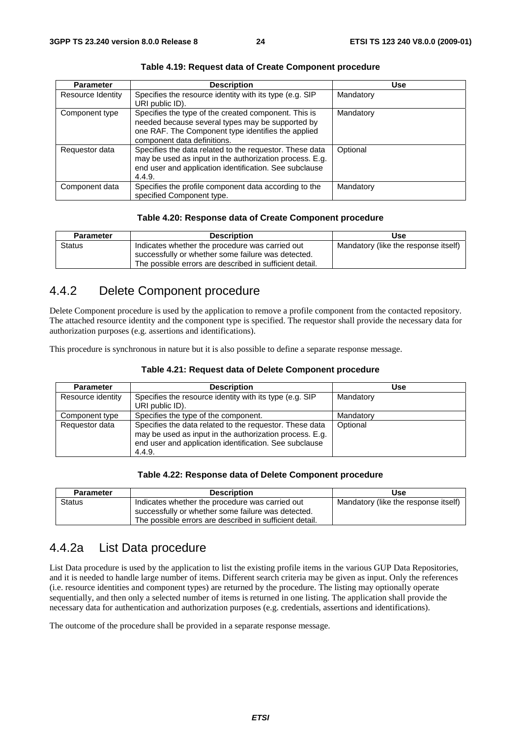**Table 4.19: Request data of Create Component procedure**

| Parameter | Description | Use |
|---|---|---|
| Resource Identity | Specifies the resource identity with its type (e.g. SIP URI public ID). | Mandatory |
| Component type | Specifies the type of the created component. This is needed because several types may be supported by one RAF. The Component type identifies the applied component data definitions. | Mandatory |
| Requestor data | Specifies the data related to the requestor. These data may be used as input in the authorization process. E.g. end user and application identification. See subclause 4.4.9. | Optional |
| Component data | Specifies the profile component data according to the specified Component type. | Mandatory |

**Table 4.20: Response data of Create Component procedure**

| Parameter | Description | Use |
|---|---|---|
| Status | Indicates whether the procedure was carried out successfully or whether some failure was detected. The possible errors are described in sufficient detail. | Mandatory (like the response itself) |

## 4.4.2 Delete Component procedure

Delete Component procedure is used by the application to remove a profile component from the contacted repository. The attached resource identity and the component type is specified. The requestor shall provide the necessary data for authorization purposes (e.g. assertions and identifications).

This procedure is synchronous in nature but it is also possible to define a separate response message.

**Table 4.21: Request data of Delete Component procedure**

| Parameter | Description | Use |
|---|---|---|
| Resource identity | Specifies the resource identity with its type (e.g. SIP URI public ID). | Mandatory |
| Component type | Specifies the type of the component. | Mandatory |
| Requestor data | Specifies the data related to the requestor. These data may be used as input in the authorization process. E.g. end user and application identification. See subclause 4.4.9. | Optional |

**Table 4.22: Response data of Delete Component procedure**

| Parameter | Description | Use |
|---|---|---|
| Status | Indicates whether the procedure was carried out successfully or whether some failure was detected. The possible errors are described in sufficient detail. | Mandatory (like the response itself) |

## 4.4.2a List Data procedure

List Data procedure is used by the application to list the existing profile items in the various GUP Data Repositories, and it is needed to handle large number of items. Different search criteria may be given as input. Only the references (i.e. resource identities and component types) are returned by the procedure. The listing may optionally operate sequentially, and then only a selected number of items is returned in one listing. The application shall provide the necessary data for authentication and authorization purposes (e.g. credentials, assertions and identifications).

The outcome of the procedure shall be provided in a separate response message.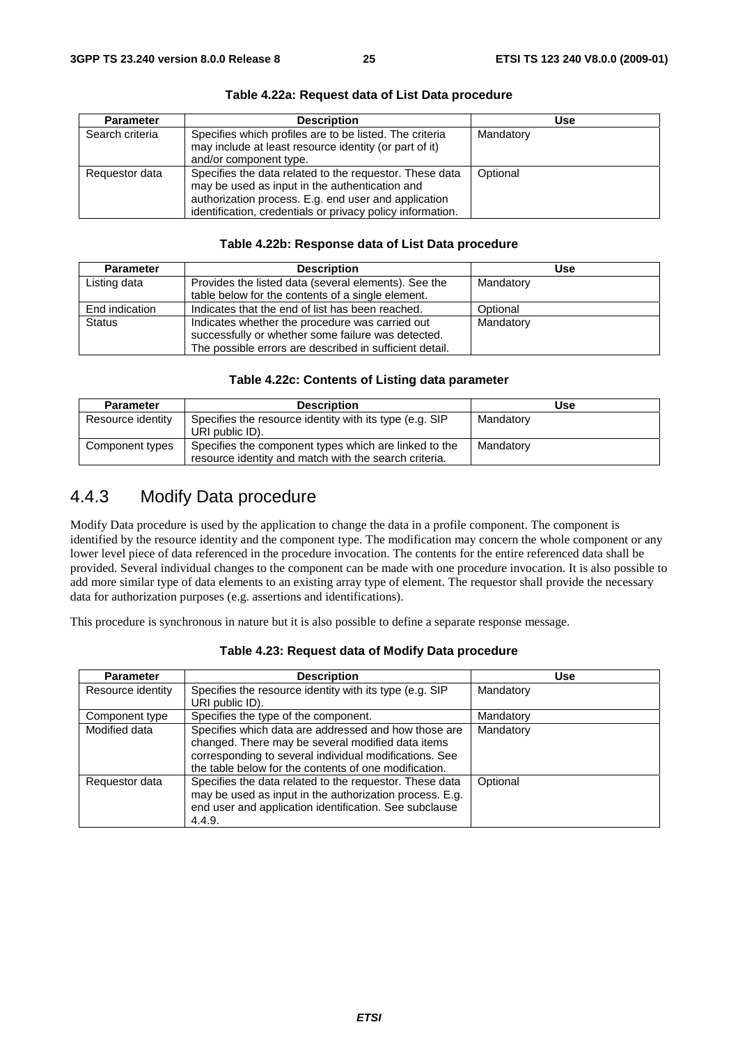**Table 4.22a: Request data of List Data procedure**

| Parameter | Description | Use |
|---|---|---|
| Search criteria | Specifies which profiles are to be listed. The criteria may include at least resource identity (or part of it) and/or component type. | Mandatory |
| Requestor data | Specifies the data related to the requestor. These data may be used as input in the authentication and authorization process. E.g. end user and application identification, credentials or privacy policy information. | Optional |

**Table 4.22b: Response data of List Data procedure**

| Parameter | Description | Use |
|---|---|---|
| Listing data | Provides the listed data (several elements). See the table below for the contents of a single element. | Mandatory |
| End indication | Indicates that the end of list has been reached. | Optional |
| Status | Indicates whether the procedure was carried out successfully or whether some failure was detected. The possible errors are described in sufficient detail. | Mandatory |

**Table 4.22c: Contents of Listing data parameter**

| Parameter | Description | Use |
|---|---|---|
| Resource identity | Specifies the resource identity with its type (e.g. SIP URI public ID). | Mandatory |
| Component types | Specifies the component types which are linked to the resource identity and match with the search criteria. | Mandatory |

### 4.4.3 Modify Data procedure

Modify Data procedure is used by the application to change the data in a profile component. The component is identified by the resource identity and the component type. The modification may concern the whole component or any lower level piece of data referenced in the procedure invocation. The contents for the entire referenced data shall be provided. Several individual changes to the component can be made with one procedure invocation. It is also possible to add more similar type of data elements to an existing array type of element. The requestor shall provide the necessary data for authorization purposes (e.g. assertions and identifications).

This procedure is synchronous in nature but it is also possible to define a separate response message.

**Table 4.23: Request data of Modify Data procedure**

| Parameter | Description | Use |
|---|---|---|
| Resource identity | Specifies the resource identity with its type (e.g. SIP URI public ID). | Mandatory |
| Component type | Specifies the type of the component. | Mandatory |
| Modified data | Specifies which data are addressed and how those are changed. There may be several modified data items corresponding to several individual modifications. See the table below for the contents of one modification. | Mandatory |
| Requestor data | Specifies the data related to the requestor. These data may be used as input in the authorization process. E.g. end user and application identification. See subclause 4.4.9. | Optional |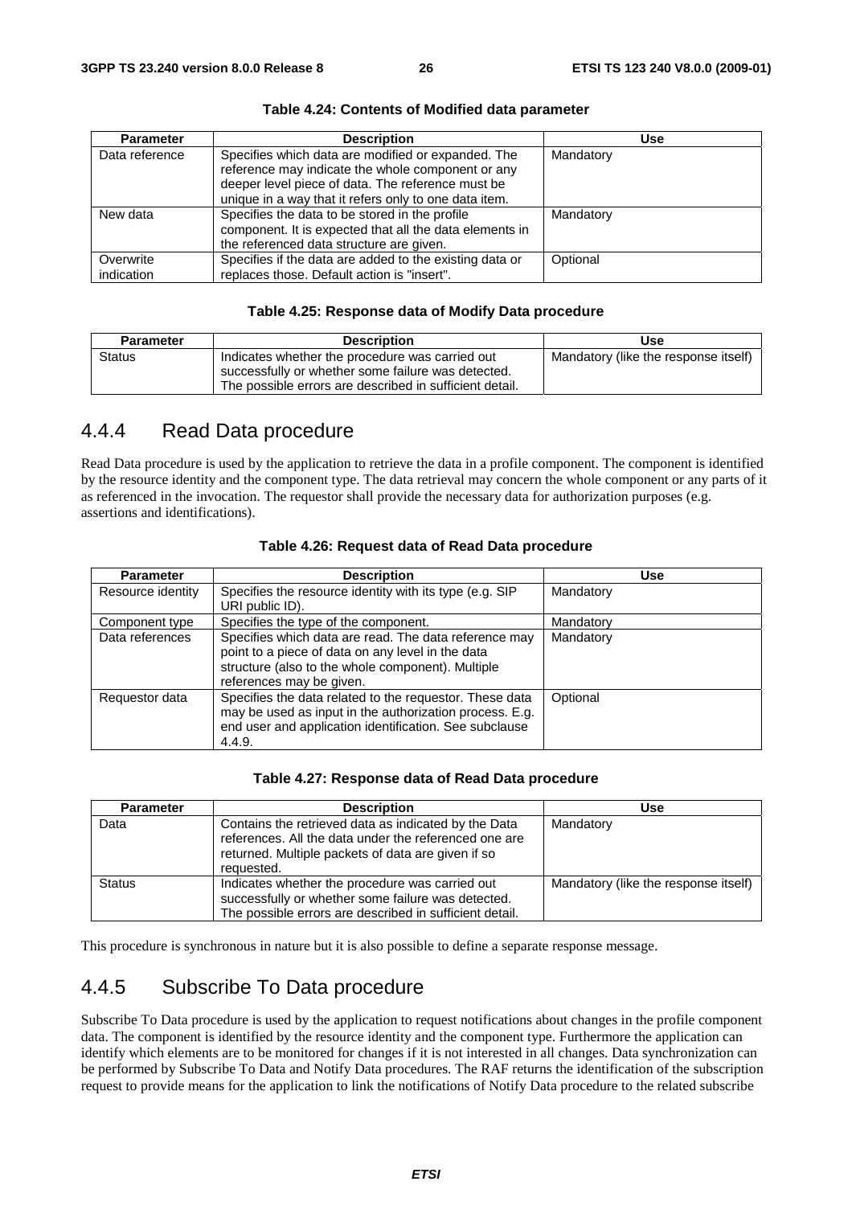**Table 4.24: Contents of Modified data parameter**

| Parameter | Description | Use |
|---|---|---|
| Data reference | Specifies which data are modified or expanded. The reference may indicate the whole component or any deeper level piece of data. The reference must be unique in a way that it refers only to one data item. | Mandatory |
| New data | Specifies the data to be stored in the profile component. It is expected that all the data elements in the referenced data structure are given. | Mandatory |
| Overwrite indication | Specifies if the data are added to the existing data or replaces those. Default action is "insert". | Optional |

**Table 4.25: Response data of Modify Data procedure**

| Parameter | Description | Use |
|---|---|---|
| Status | Indicates whether the procedure was carried out successfully or whether some failure was detected. The possible errors are described in sufficient detail. | Mandatory (like the response itself) |

## 4.4.4 Read Data procedure

Read Data procedure is used by the application to retrieve the data in a profile component. The component is identified by the resource identity and the component type. The data retrieval may concern the whole component or any parts of it as referenced in the invocation. The requestor shall provide the necessary data for authorization purposes (e.g. assertions and identifications).

**Table 4.26: Request data of Read Data procedure**

| Parameter | Description | Use |
|---|---|---|
| Resource identity | Specifies the resource identity with its type (e.g. SIP URI public ID). | Mandatory |
| Component type | Specifies the type of the component. | Mandatory |
| Data references | Specifies which data are read. The data reference may point to a piece of data on any level in the data structure (also to the whole component). Multiple references may be given. | Mandatory |
| Requestor data | Specifies the data related to the requestor. These data may be used as input in the authorization process. E.g. end user and application identification. See subclause 4.4.9. | Optional |

**Table 4.27: Response data of Read Data procedure**

| Parameter | Description | Use |
|---|---|---|
| Data | Contains the retrieved data as indicated by the Data references. All the data under the referenced one are returned. Multiple packets of data are given if so requested. | Mandatory |
| Status | Indicates whether the procedure was carried out successfully or whether some failure was detected. The possible errors are described in sufficient detail. | Mandatory (like the response itself) |

This procedure is synchronous in nature but it is also possible to define a separate response message.

## 4.4.5 Subscribe To Data procedure

Subscribe To Data procedure is used by the application to request notifications about changes in the profile component data. The component is identified by the resource identity and the component type. Furthermore the application can identify which elements are to be monitored for changes if it is not interested in all changes. Data synchronization can be performed by Subscribe To Data and Notify Data procedures. The RAF returns the identification of the subscription request to provide means for the application to link the notifications of Notify Data procedure to the related subscribe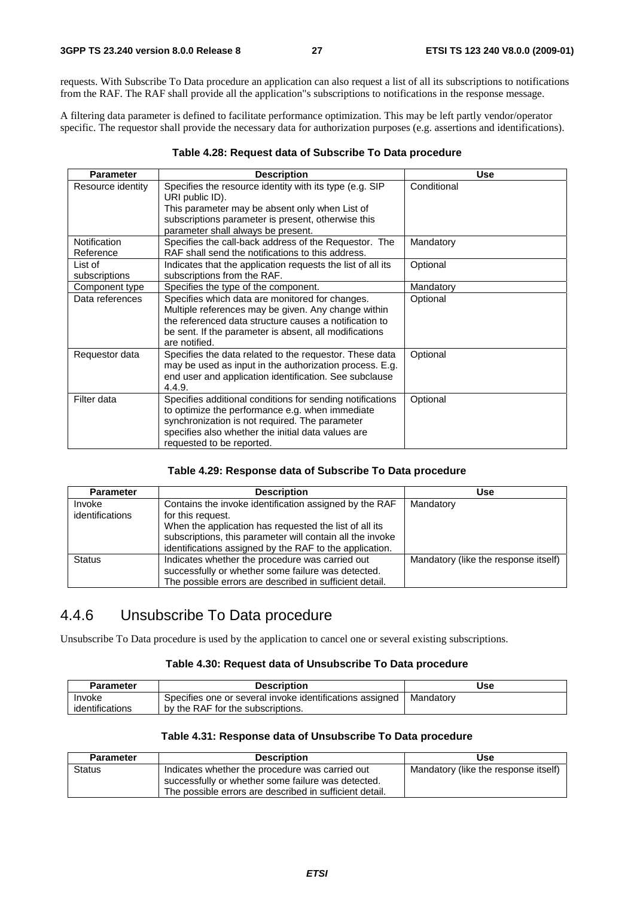requests. With Subscribe To Data procedure an application can also request a list of all its subscriptions to notifications from the RAF. The RAF shall provide all the application"s subscriptions to notifications in the response message.

A filtering data parameter is defined to facilitate performance optimization. This may be left partly vendor/operator specific. The requestor shall provide the necessary data for authorization purposes (e.g. assertions and identifications).

**Table 4.28: Request data of Subscribe To Data procedure**

| Parameter | Description | Use |
|---|---|---|
| Resource identity | Specifies the resource identity with its type (e.g. SIP URI public ID). This parameter may be absent only when List of subscriptions parameter is present, otherwise this parameter shall always be present. | Conditional |
| Notification Reference | Specifies the call-back address of the Requestor. The RAF shall send the notifications to this address. | Mandatory |
| List of subscriptions | Indicates that the application requests the list of all its subscriptions from the RAF. | Optional |
| Component type | Specifies the type of the component. | Mandatory |
| Data references | Specifies which data are monitored for changes. Multiple references may be given. Any change within the referenced data structure causes a notification to be sent. If the parameter is absent, all modifications are notified. | Optional |
| Requestor data | Specifies the data related to the requestor. These data may be used as input in the authorization process. E.g. end user and application identification. See subclause 4.4.9. | Optional |
| Filter data | Specifies additional conditions for sending notifications to optimize the performance e.g. when immediate synchronization is not required. The parameter specifies also whether the initial data values are requested to be reported. | Optional |

**Table 4.29: Response data of Subscribe To Data procedure**

| Parameter | Description | Use |
|---|---|---|
| Invoke identifications | Contains the invoke identification assigned by the RAF for this request. When the application has requested the list of all its subscriptions, this parameter will contain all the invoke identifications assigned by the RAF to the application. | Mandatory |
| Status | Indicates whether the procedure was carried out successfully or whether some failure was detected. The possible errors are described in sufficient detail. | Mandatory (like the response itself) |

### 4.4.6 Unsubscribe To Data procedure

Unsubscribe To Data procedure is used by the application to cancel one or several existing subscriptions.

**Table 4.30: Request data of Unsubscribe To Data procedure**

| Parameter | Description | Use |
|---|---|---|
| Invoke identifications | Specifies one or several invoke identifications assigned by the RAF for the subscriptions. | Mandatory |

**Table 4.31: Response data of Unsubscribe To Data procedure**

| Parameter | Description | Use |
|---|---|---|
| Status | Indicates whether the procedure was carried out successfully or whether some failure was detected. The possible errors are described in sufficient detail. | Mandatory (like the response itself) |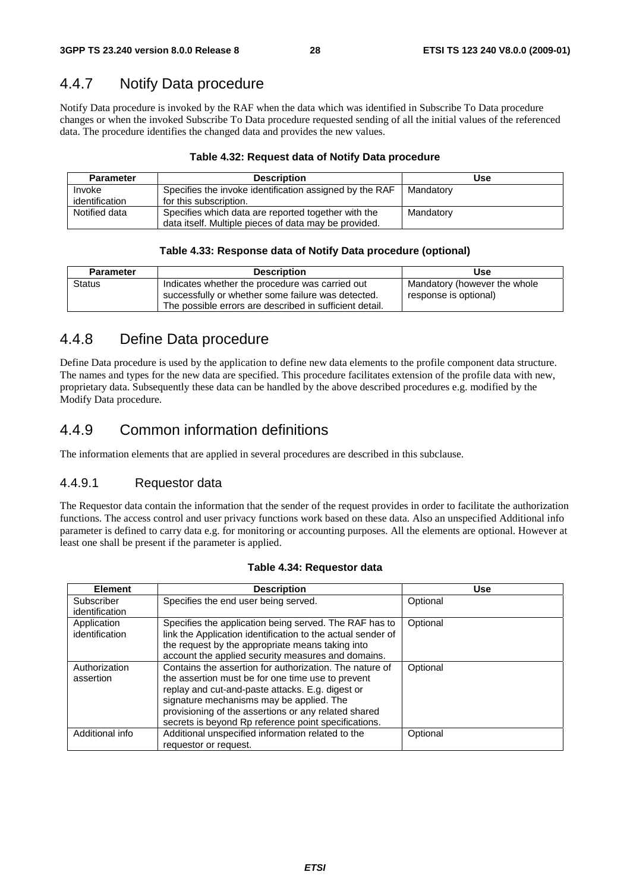## 4.4.7 Notify Data procedure

Notify Data procedure is invoked by the RAF when the data which was identified in Subscribe To Data procedure changes or when the invoked Subscribe To Data procedure requested sending of all the initial values of the referenced data. The procedure identifies the changed data and provides the new values.

**Table 4.32: Request data of Notify Data procedure**

| Parameter | Description | Use |
|---|---|---|
| Invoke identification | Specifies the invoke identification assigned by the RAF for this subscription. | Mandatory |
| Notified data | Specifies which data are reported together with the data itself. Multiple pieces of data may be provided. | Mandatory |

**Table 4.33: Response data of Notify Data procedure (optional)**

| Parameter | Description | Use |
|---|---|---|
| Status | Indicates whether the procedure was carried out successfully or whether some failure was detected. The possible errors are described in sufficient detail. | Mandatory (however the whole response is optional) |

## 4.4.8 Define Data procedure

Define Data procedure is used by the application to define new data elements to the profile component data structure. The names and types for the new data are specified. This procedure facilitates extension of the profile data with new, proprietary data. Subsequently these data can be handled by the above described procedures e.g. modified by the Modify Data procedure.

## 4.4.9 Common information definitions

The information elements that are applied in several procedures are described in this subclause.

### 4.4.9.1 Requestor data

The Requestor data contain the information that the sender of the request provides in order to facilitate the authorization functions. The access control and user privacy functions work based on these data. Also an unspecified Additional info parameter is defined to carry data e.g. for monitoring or accounting purposes. All the elements are optional. However at least one shall be present if the parameter is applied.

**Table 4.34: Requestor data**

| Element | Description | Use |
|---|---|---|
| Subscriber identification | Specifies the end user being served. | Optional |
| Application identification | Specifies the application being served. The RAF has to link the Application identification to the actual sender of the request by the appropriate means taking into account the applied security measures and domains. | Optional |
| Authorization assertion | Contains the assertion for authorization. The nature of the assertion must be for one time use to prevent replay and cut-and-paste attacks. E.g. digest or signature mechanisms may be applied. The provisioning of the assertions or any related shared secrets is beyond Rp reference point specifications. | Optional |
| Additional info | Additional unspecified information related to the requestor or request. | Optional |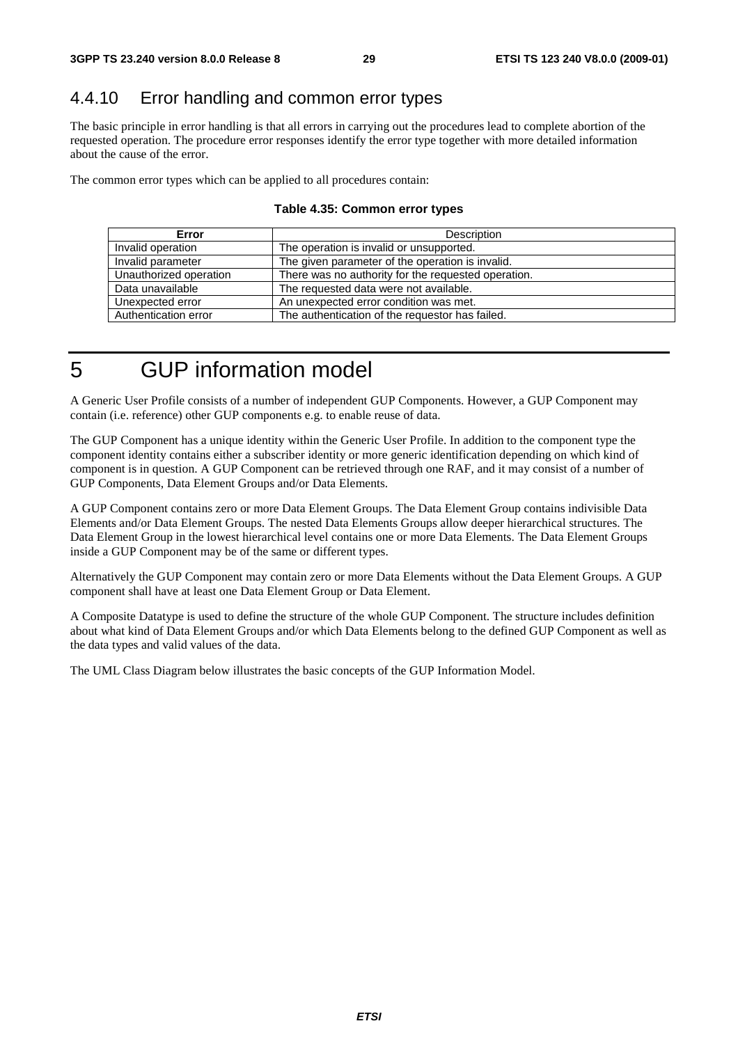### 4.4.10 Error handling and common error types

The basic principle in error handling is that all errors in carrying out the procedures lead to complete abortion of the requested operation. The procedure error responses identify the error type together with more detailed information about the cause of the error.

The common error types which can be applied to all procedures contain:

**Table 4.35: Common error types**

| Error | Description |
|---|---|
| Invalid operation | The operation is invalid or unsupported. |
| Invalid parameter | The given parameter of the operation is invalid. |
| Unauthorized operation | There was no authority for the requested operation. |
| Data unavailable | The requested data were not available. |
| Unexpected error | An unexpected error condition was met. |
| Authentication error | The authentication of the requestor has failed. |

# 5 GUP information model

A Generic User Profile consists of a number of independent GUP Components. However, a GUP Component may contain (i.e. reference) other GUP components e.g. to enable reuse of data.

The GUP Component has a unique identity within the Generic User Profile. In addition to the component type the component identity contains either a subscriber identity or more generic identification depending on which kind of component is in question. A GUP Component can be retrieved through one RAF, and it may consist of a number of GUP Components, Data Element Groups and/or Data Elements.

A GUP Component contains zero or more Data Element Groups. The Data Element Group contains indivisible Data Elements and/or Data Element Groups. The nested Data Elements Groups allow deeper hierarchical structures. The Data Element Group in the lowest hierarchical level contains one or more Data Elements. The Data Element Groups inside a GUP Component may be of the same or different types.

Alternatively the GUP Component may contain zero or more Data Elements without the Data Element Groups. A GUP component shall have at least one Data Element Group or Data Element.

A Composite Datatype is used to define the structure of the whole GUP Component. The structure includes definition about what kind of Data Element Groups and/or which Data Elements belong to the defined GUP Component as well as the data types and valid values of the data.

The UML Class Diagram below illustrates the basic concepts of the GUP Information Model.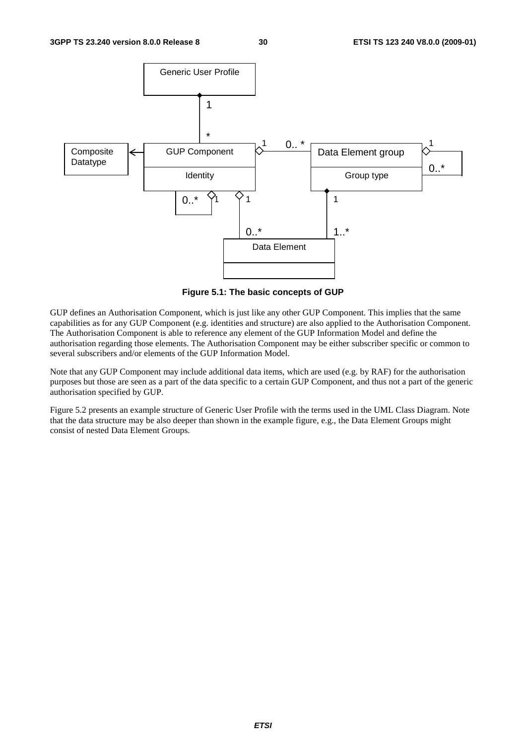Generic User Profile

1

*

Composite Datatype

GUP Component

Identity

1

0.. *

Data Element group

Group type

1

0..*

0..*

1

1

1

0..*

1..*

Data Element

**Figure 5.1: The basic concepts of GUP**

GUP defines an Authorisation Component, which is just like any other GUP Component. This implies that the same capabilities as for any GUP Component (e.g. identities and structure) are also applied to the Authorisation Component. The Authorisation Component is able to reference any element of the GUP Information Model and define the authorisation regarding those elements. The Authorisation Component may be either subscriber specific or common to several subscribers and/or elements of the GUP Information Model.

Note that any GUP Component may include additional data items, which are used (e.g. by RAF) for the authorisation purposes but those are seen as a part of the data specific to a certain GUP Component, and thus not a part of the generic authorisation specified by GUP.

Figure 5.2 presents an example structure of Generic User Profile with the terms used in the UML Class Diagram. Note that the data structure may be also deeper than shown in the example figure, e.g., the Data Element Groups might consist of nested Data Element Groups.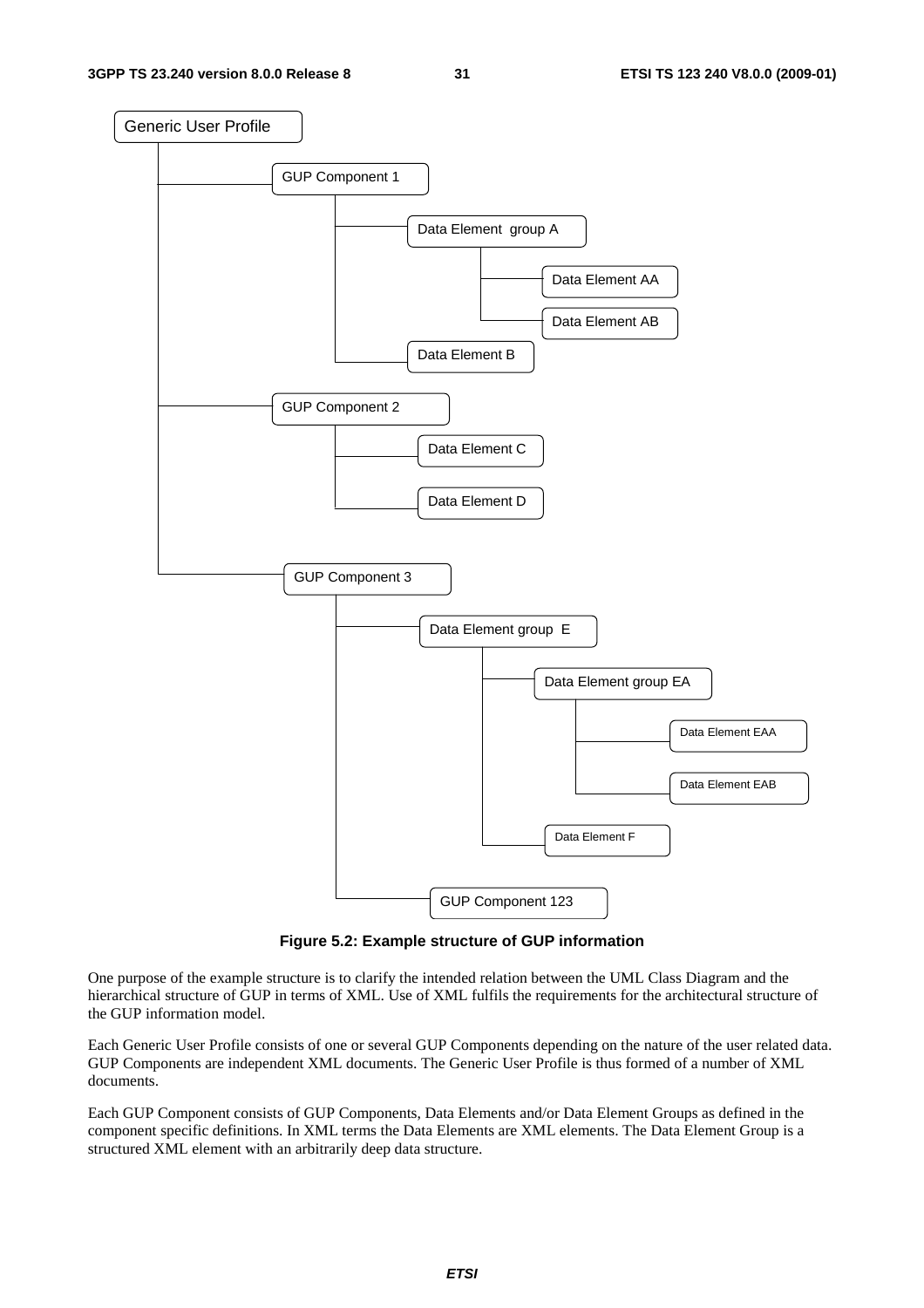```
Generic User Profile
├── GUP Component 1
│   ├── Data Element group A
│   │   ├── Data Element AA
│   │   └── Data Element AB
│   └── Data Element B
├── GUP Component 2
│   ├── Data Element C
│   └── Data Element D
└── GUP Component 3
    ├── Data Element group E
    │   ├── Data Element group EA
    │   │   ├── Data Element EAA
    │   │   └── Data Element EAB
    │   └── Data Element F
    └── GUP Component 123
```

**Figure 5.2: Example structure of GUP information**

One purpose of the example structure is to clarify the intended relation between the UML Class Diagram and the hierarchical structure of GUP in terms of XML. Use of XML fulfils the requirements for the architectural structure of the GUP information model.

Each Generic User Profile consists of one or several GUP Components depending on the nature of the user related data. GUP Components are independent XML documents. The Generic User Profile is thus formed of a number of XML documents.

Each GUP Component consists of GUP Components, Data Elements and/or Data Element Groups as defined in the component specific definitions. In XML terms the Data Elements are XML elements. The Data Element Group is a structured XML element with an arbitrarily deep data structure.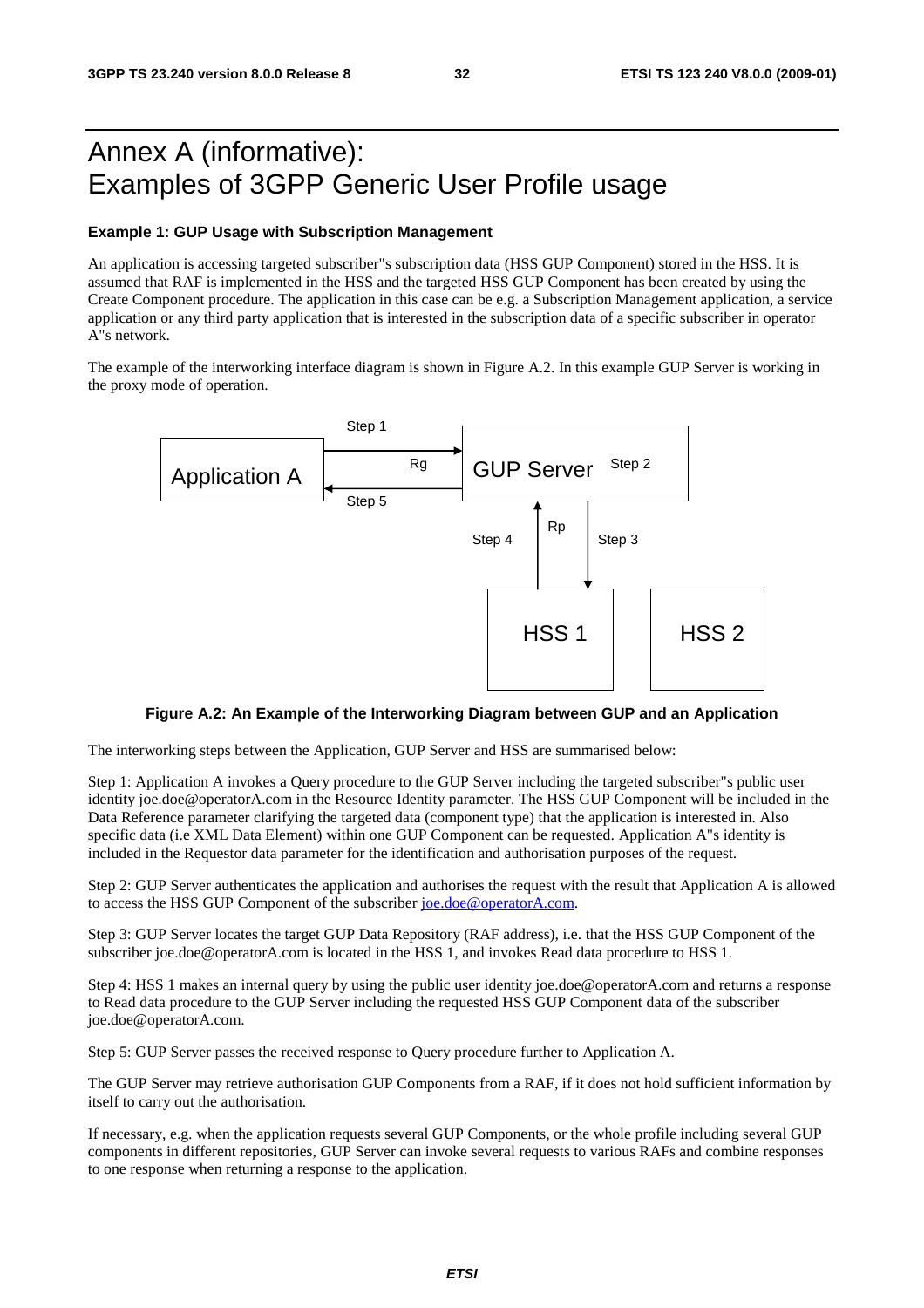# Annex A (informative): Examples of 3GPP Generic User Profile usage

### Example 1: GUP Usage with Subscription Management

An application is accessing targeted subscriber"s subscription data (HSS GUP Component) stored in the HSS. It is assumed that RAF is implemented in the HSS and the targeted HSS GUP Component has been created by using the Create Component procedure. The application in this case can be e.g. a Subscription Management application, a service application or any third party application that is interested in the subscription data of a specific subscriber in operator A"s network.

The example of the interworking interface diagram is shown in Figure A.2. In this example GUP Server is working in the proxy mode of operation.

Step 1
Application A
Rg
GUP Server
Step 2
Step 5
Rp
Step 4
Step 3
HSS 1
HSS 2

**Figure A.2: An Example of the Interworking Diagram between GUP and an Application**

The interworking steps between the Application, GUP Server and HSS are summarised below:

Step 1: Application A invokes a Query procedure to the GUP Server including the targeted subscriber"s public user identity joe.doe@operatorA.com in the Resource Identity parameter. The HSS GUP Component will be included in the Data Reference parameter clarifying the targeted data (component type) that the application is interested in. Also specific data (i.e XML Data Element) within one GUP Component can be requested. Application A"s identity is included in the Requestor data parameter for the identification and authorisation purposes of the request.

Step 2: GUP Server authenticates the application and authorises the request with the result that Application A is allowed to access the HSS GUP Component of the subscriber joe.doe@operatorA.com.

Step 3: GUP Server locates the target GUP Data Repository (RAF address), i.e. that the HSS GUP Component of the subscriber joe.doe@operatorA.com is located in the HSS 1, and invokes Read data procedure to HSS 1.

Step 4: HSS 1 makes an internal query by using the public user identity joe.doe@operatorA.com and returns a response to Read data procedure to the GUP Server including the requested HSS GUP Component data of the subscriber joe.doe@operatorA.com.

Step 5: GUP Server passes the received response to Query procedure further to Application A.

The GUP Server may retrieve authorisation GUP Components from a RAF, if it does not hold sufficient information by itself to carry out the authorisation.

If necessary, e.g. when the application requests several GUP Components, or the whole profile including several GUP components in different repositories, GUP Server can invoke several requests to various RAFs and combine responses to one response when returning a response to the application.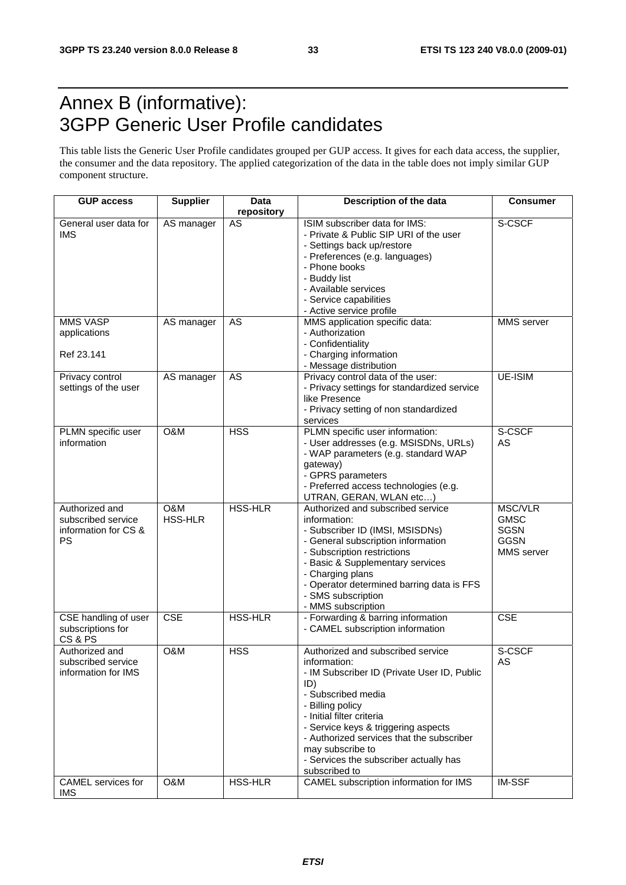# Annex B (informative): 3GPP Generic User Profile candidates

This table lists the Generic User Profile candidates grouped per GUP access. It gives for each data access, the supplier, the consumer and the data repository. The applied categorization of the data in the table does not imply similar GUP component structure.

| GUP access | Supplier | Data repository | Description of the data | Consumer |
|---|---|---|---|---|
| General user data for IMS | AS manager | AS | ISIM subscriber data for IMS:<br>- Private & Public SIP URI of the user<br>- Settings back up/restore<br>- Preferences (e.g. languages)<br>- Phone books<br>- Buddy list<br>- Available services<br>- Service capabilities<br>- Active service profile | S-CSCF |
| MMS VASP applications<br><br>Ref 23.141 | AS manager | AS | MMS application specific data:<br>- Authorization<br>- Confidentiality<br>- Charging information<br>- Message distribution | MMS server |
| Privacy control settings of the user | AS manager | AS | Privacy control data of the user:<br>- Privacy settings for standardized service like Presence<br>- Privacy setting of non standardized services | UE-ISIM |
| PLMN specific user information | O&M | HSS | PLMN specific user information:<br>- User addresses (e.g. MSISDNs, URLs)<br>- WAP parameters (e.g. standard WAP gateway)<br>- GPRS parameters<br>- Preferred access technologies (e.g. UTRAN, GERAN, WLAN etc…) | S-CSCF<br>AS |
| Authorized and subscribed service information for CS & PS | O&M<br>HSS-HLR | HSS-HLR | Authorized and subscribed service information:<br>- Subscriber ID (IMSI, MSISDNs)<br>- General subscription information<br>- Subscription restrictions<br>- Basic & Supplementary services<br>- Charging plans<br>- Operator determined barring data is FFS<br>- SMS subscription<br>- MMS subscription | MSC/VLR<br>GMSC<br>SGSN<br>GGSN<br>MMS server |
| CSE handling of user subscriptions for CS & PS | CSE | HSS-HLR | - Forwarding & barring information<br>- CAMEL subscription information | CSE |
| Authorized and subscribed service information for IMS | O&M | HSS | Authorized and subscribed service information:<br>- IM Subscriber ID (Private User ID, Public ID)<br>- Subscribed media<br>- Billing policy<br>- Initial filter criteria<br>- Service keys & triggering aspects<br>- Authorized services that the subscriber may subscribe to<br>- Services the subscriber actually has subscribed to | S-CSCF<br>AS |
| CAMEL services for IMS | O&M | HSS-HLR | CAMEL subscription information for IMS | IM-SSF |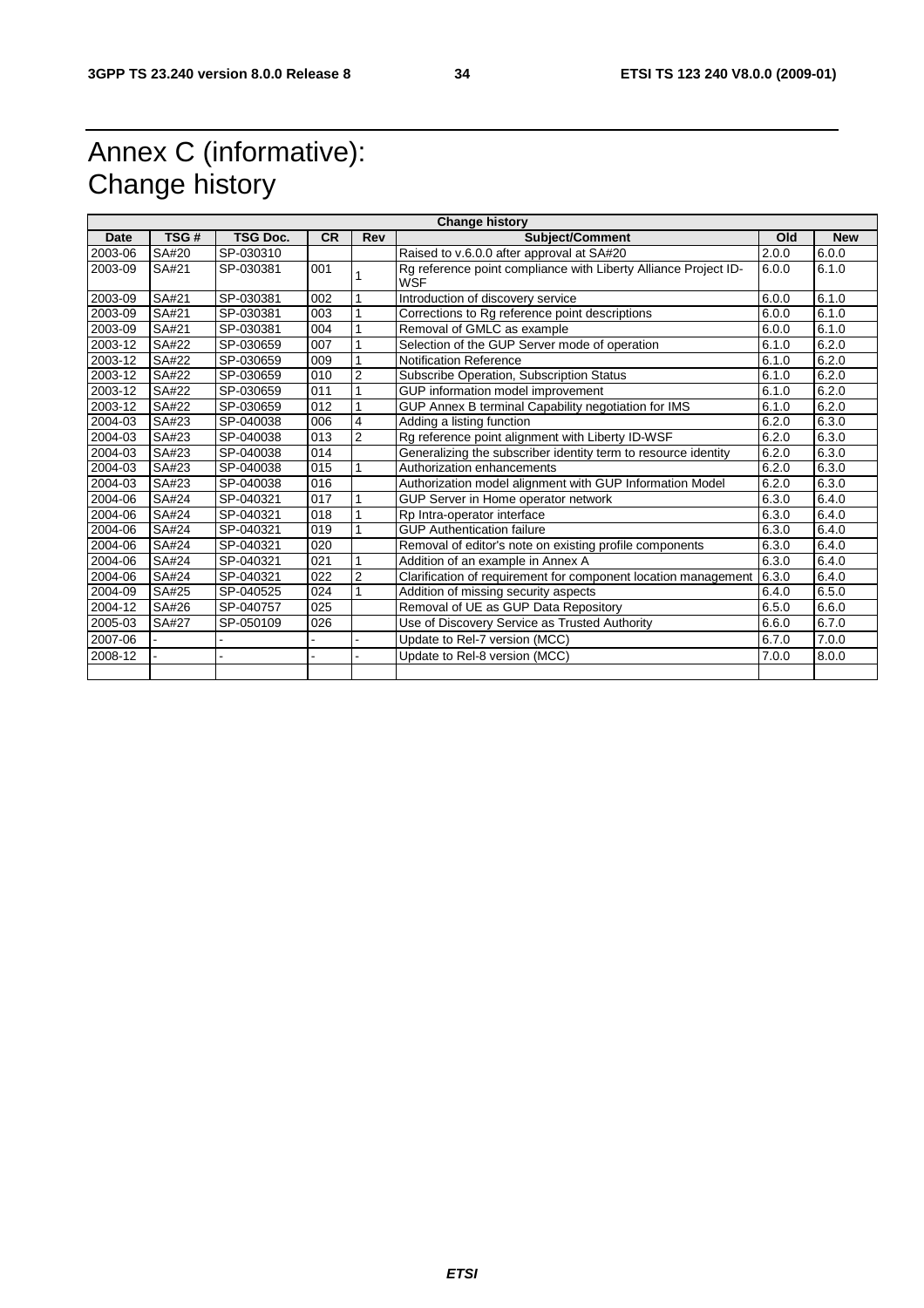# Annex C (informative): Change history

| Change history | | | | | | | |
|---|---|---|---|---|---|---|---|
| **Date** | **TSG #** | **TSG Doc.** | **CR** | **Rev** | **Subject/Comment** | **Old** | **New** |
| 2003-06 | SA#20 | SP-030310 | | | Raised to v.6.0.0 after approval at SA#20 | 2.0.0 | 6.0.0 |
| 2003-09 | SA#21 | SP-030381 | 001 | 1 | Rg reference point compliance with Liberty Alliance Project ID-WSF | 6.0.0 | 6.1.0 |
| 2003-09 | SA#21 | SP-030381 | 002 | 1 | Introduction of discovery service | 6.0.0 | 6.1.0 |
| 2003-09 | SA#21 | SP-030381 | 003 | 1 | Corrections to Rg reference point descriptions | 6.0.0 | 6.1.0 |
| 2003-09 | SA#21 | SP-030381 | 004 | 1 | Removal of GMLC as example | 6.0.0 | 6.1.0 |
| 2003-12 | SA#22 | SP-030659 | 007 | 1 | Selection of the GUP Server mode of operation | 6.1.0 | 6.2.0 |
| 2003-12 | SA#22 | SP-030659 | 009 | 1 | Notification Reference | 6.1.0 | 6.2.0 |
| 2003-12 | SA#22 | SP-030659 | 010 | 2 | Subscribe Operation, Subscription Status | 6.1.0 | 6.2.0 |
| 2003-12 | SA#22 | SP-030659 | 011 | 1 | GUP information model improvement | 6.1.0 | 6.2.0 |
| 2003-12 | SA#22 | SP-030659 | 012 | 1 | GUP Annex B terminal Capability negotiation for IMS | 6.1.0 | 6.2.0 |
| 2004-03 | SA#23 | SP-040038 | 006 | 4 | Adding a listing function | 6.2.0 | 6.3.0 |
| 2004-03 | SA#23 | SP-040038 | 013 | 2 | Rg reference point alignment with Liberty ID-WSF | 6.2.0 | 6.3.0 |
| 2004-03 | SA#23 | SP-040038 | 014 | | Generalizing the subscriber identity term to resource identity | 6.2.0 | 6.3.0 |
| 2004-03 | SA#23 | SP-040038 | 015 | 1 | Authorization enhancements | 6.2.0 | 6.3.0 |
| 2004-03 | SA#23 | SP-040038 | 016 | | Authorization model alignment with GUP Information Model | 6.2.0 | 6.3.0 |
| 2004-06 | SA#24 | SP-040321 | 017 | 1 | GUP Server in Home operator network | 6.3.0 | 6.4.0 |
| 2004-06 | SA#24 | SP-040321 | 018 | 1 | Rp Intra-operator interface | 6.3.0 | 6.4.0 |
| 2004-06 | SA#24 | SP-040321 | 019 | 1 | GUP Authentication failure | 6.3.0 | 6.4.0 |
| 2004-06 | SA#24 | SP-040321 | 020 | | Removal of editor's note on existing profile components | 6.3.0 | 6.4.0 |
| 2004-06 | SA#24 | SP-040321 | 021 | 1 | Addition of an example in Annex A | 6.3.0 | 6.4.0 |
| 2004-06 | SA#24 | SP-040321 | 022 | 2 | Clarification of requirement for component location management | 6.3.0 | 6.4.0 |
| 2004-09 | SA#25 | SP-040525 | 024 | 1 | Addition of missing security aspects | 6.4.0 | 6.5.0 |
| 2004-12 | SA#26 | SP-040757 | 025 | | Removal of UE as GUP Data Repository | 6.5.0 | 6.6.0 |
| 2005-03 | SA#27 | SP-050109 | 026 | | Use of Discovery Service as Trusted Authority | 6.6.0 | 6.7.0 |
| 2007-06 | - | - | - | - | Update to Rel-7 version (MCC) | 6.7.0 | 7.0.0 |
| 2008-12 | - | - | - | - | Update to Rel-8 version (MCC) | 7.0.0 | 8.0.0 |
| | | | | | | | |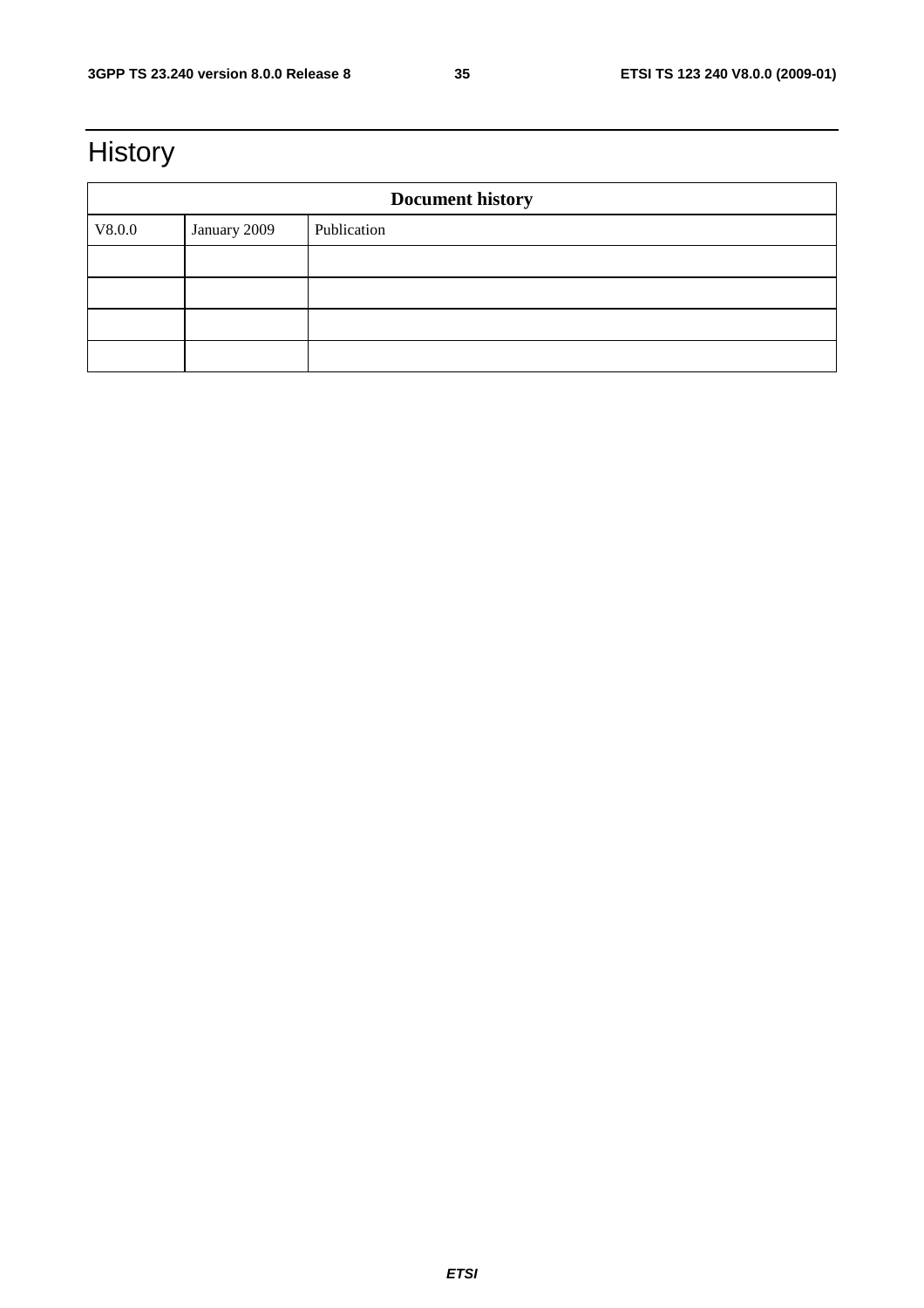# History

| Document history | | |
|---|---|---|
| V8.0.0 | January 2009 | Publication |
| | | |
| | | |
| | | |
| | | |